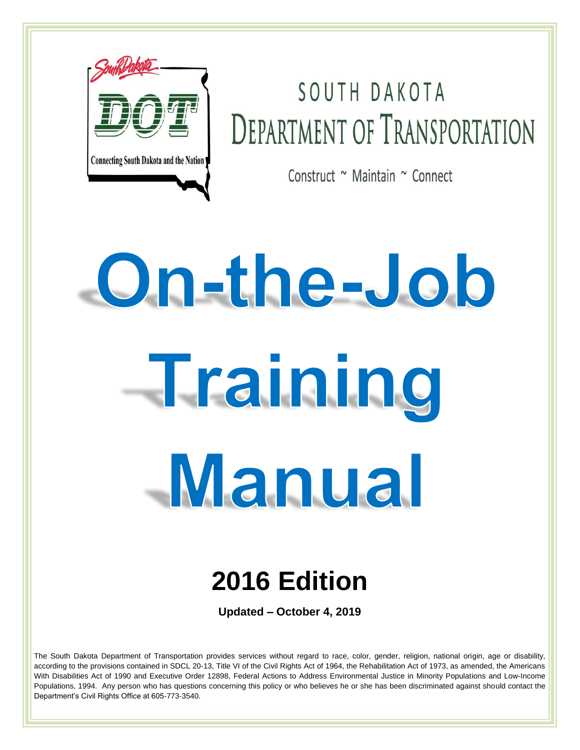SOUTH DAKOTA
DEPARTMENT OF TRANSPORTATION

Construct ~ Maintain ~ Connect

# On-the-Job Training Manual

## 2016 Edition

**Updated – October 4, 2019**

The South Dakota Department of Transportation provides services without regard to race, color, gender, religion, national origin, age or disability, according to the provisions contained in SDCL 20-13, Title VI of the Civil Rights Act of 1964, the Rehabilitation Act of 1973, as amended, the Americans With Disabilities Act of 1990 and Executive Order 12898, Federal Actions to Address Environmental Justice in Minority Populations and Low-Income Populations, 1994. Any person who has questions concerning this policy or who believes he or she has been discriminated against should contact the Department's Civil Rights Office at 605-773-3540.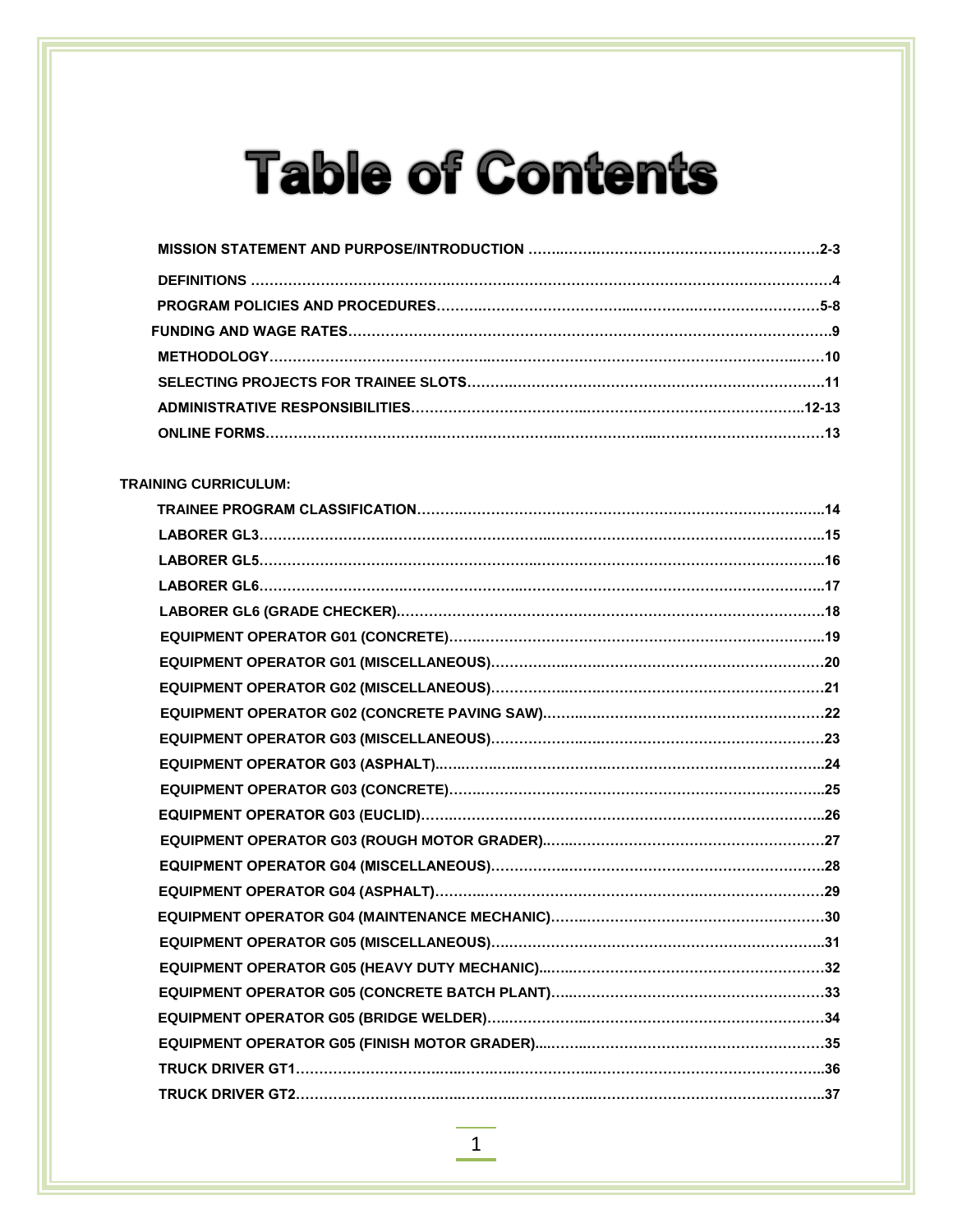# Table of Contents

MISSION STATEMENT AND PURPOSE/INTRODUCTION ....................................................................2-3

DEFINITIONS ..........................................................................................................................4

PROGRAM POLICIES AND PROCEDURES..............................................................................5-8

FUNDING AND WAGE RATES...................................................................................................9

METHODOLOGY.....................................................................................................................10

SELECTING PROJECTS FOR TRAINEE SLOTS.........................................................................11

ADMINISTRATIVE RESPONSIBILITIES...............................................................................12-13

ONLINE FORMS.....................................................................................................................13

**TRAINING CURRICULUM:**

TRAINEE PROGRAM CLASSIFICATION.....................................................................................14

LABORER GL3.......................................................................................................................15

LABORER GL5.......................................................................................................................16

LABORER GL6.......................................................................................................................17

LABORER GL6 (GRADE CHECKER)..........................................................................................18

EQUIPMENT OPERATOR G01 (CONCRETE)..............................................................................19

EQUIPMENT OPERATOR G01 (MISCELLANEOUS).....................................................................20

EQUIPMENT OPERATOR G02 (MISCELLANEOUS).....................................................................21

EQUIPMENT OPERATOR G02 (CONCRETE PAVING SAW)..........................................................22

EQUIPMENT OPERATOR G03 (MISCELLANEOUS).....................................................................23

EQUIPMENT OPERATOR G03 (ASPHALT).................................................................................24

EQUIPMENT OPERATOR G03 (CONCRETE)..............................................................................25

EQUIPMENT OPERATOR G03 (EUCLID)....................................................................................26

EQUIPMENT OPERATOR G03 (ROUGH MOTOR GRADER)..........................................................27

EQUIPMENT OPERATOR G04 (MISCELLANEOUS).....................................................................28

EQUIPMENT OPERATOR G04 (ASPHALT).................................................................................29

EQUIPMENT OPERATOR G04 (MAINTENANCE MECHANIC)........................................................30

EQUIPMENT OPERATOR G05 (MISCELLANEOUS).....................................................................31

EQUIPMENT OPERATOR G05 (HEAVY DUTY MECHANIC)...........................................................32

EQUIPMENT OPERATOR G05 (CONCRETE BATCH PLANT).........................................................33

EQUIPMENT OPERATOR G05 (BRIDGE WELDER)......................................................................34

EQUIPMENT OPERATOR G05 (FINISH MOTOR GRADER)............................................................35

TRUCK DRIVER GT1................................................................................................................36

TRUCK DRIVER GT2................................................................................................................37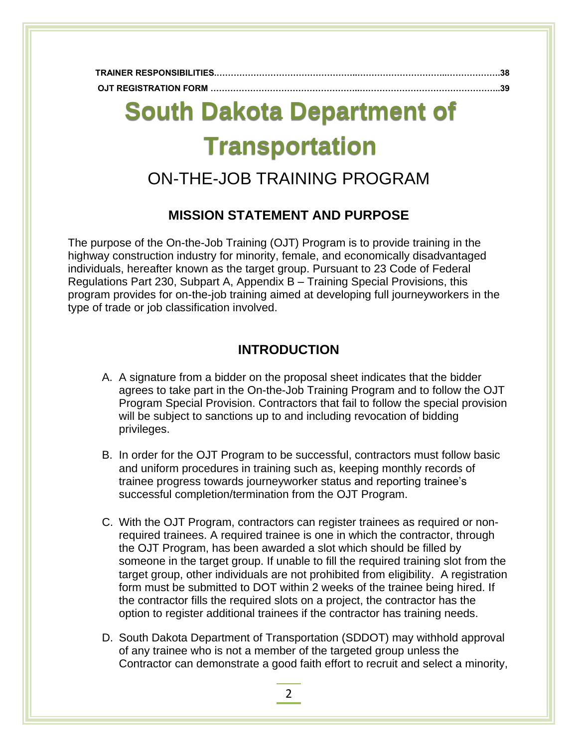**TRAINER RESPONSIBILITIES....................................................................................................38**

**OJT REGISTRATION FORM ...................................................................................................39**

# South Dakota Department of Transportation

## ON-THE-JOB TRAINING PROGRAM

### MISSION STATEMENT AND PURPOSE

The purpose of the On-the-Job Training (OJT) Program is to provide training in the highway construction industry for minority, female, and economically disadvantaged individuals, hereafter known as the target group. Pursuant to 23 Code of Federal Regulations Part 230, Subpart A, Appendix B – Training Special Provisions, this program provides for on-the-job training aimed at developing full journeyworkers in the type of trade or job classification involved.

### INTRODUCTION

A. A signature from a bidder on the proposal sheet indicates that the bidder agrees to take part in the On-the-Job Training Program and to follow the OJT Program Special Provision. Contractors that fail to follow the special provision will be subject to sanctions up to and including revocation of bidding privileges.

B. In order for the OJT Program to be successful, contractors must follow basic and uniform procedures in training such as, keeping monthly records of trainee progress towards journeyworker status and reporting trainee's successful completion/termination from the OJT Program.

C. With the OJT Program, contractors can register trainees as required or non-required trainees. A required trainee is one in which the contractor, through the OJT Program, has been awarded a slot which should be filled by someone in the target group. If unable to fill the required training slot from the target group, other individuals are not prohibited from eligibility. A registration form must be submitted to DOT within 2 weeks of the trainee being hired. If the contractor fills the required slots on a project, the contractor has the option to register additional trainees if the contractor has training needs.

D. South Dakota Department of Transportation (SDDOT) may withhold approval of any trainee who is not a member of the targeted group unless the Contractor can demonstrate a good faith effort to recruit and select a minority,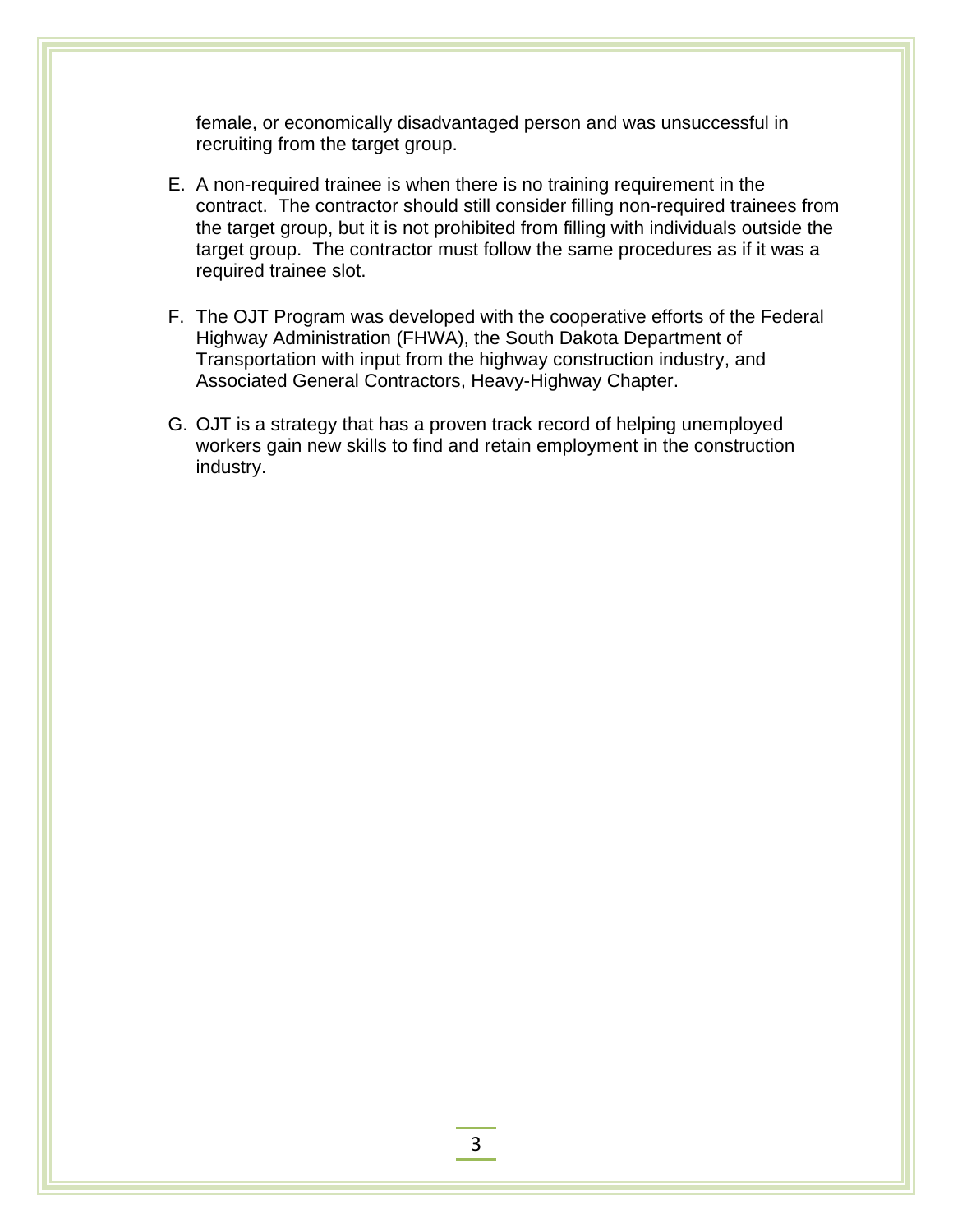female, or economically disadvantaged person and was unsuccessful in recruiting from the target group.

E. A non-required trainee is when there is no training requirement in the contract. The contractor should still consider filling non-required trainees from the target group, but it is not prohibited from filling with individuals outside the target group. The contractor must follow the same procedures as if it was a required trainee slot.

F. The OJT Program was developed with the cooperative efforts of the Federal Highway Administration (FHWA), the South Dakota Department of Transportation with input from the highway construction industry, and Associated General Contractors, Heavy-Highway Chapter.

G. OJT is a strategy that has a proven track record of helping unemployed workers gain new skills to find and retain employment in the construction industry.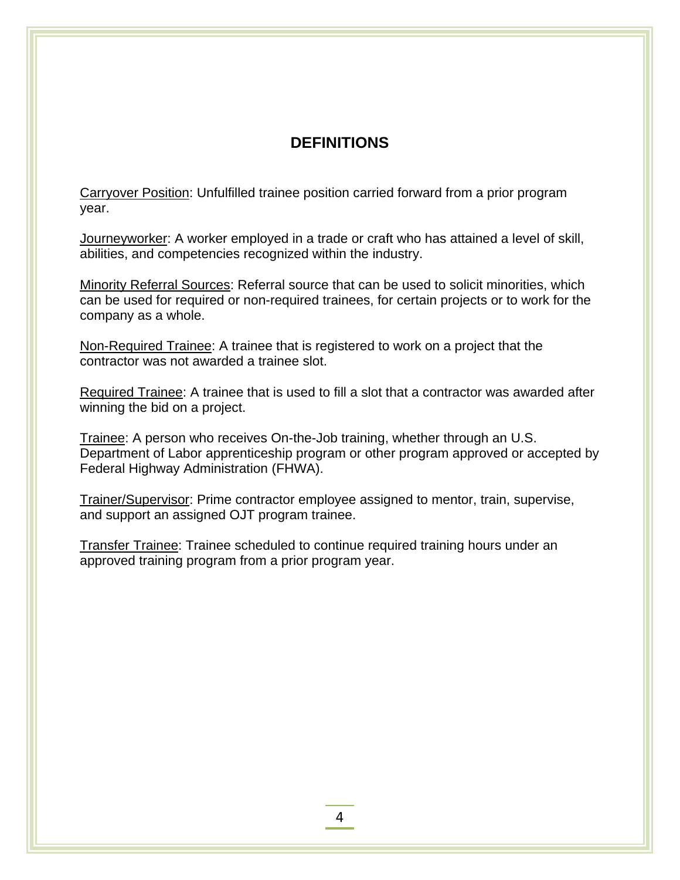# DEFINITIONS

<u>Carryover Position</u>: Unfulfilled trainee position carried forward from a prior program year.

<u>Journeyworker</u>: A worker employed in a trade or craft who has attained a level of skill, abilities, and competencies recognized within the industry.

<u>Minority Referral Sources</u>: Referral source that can be used to solicit minorities, which can be used for required or non-required trainees, for certain projects or to work for the company as a whole.

<u>Non-Required Trainee</u>: A trainee that is registered to work on a project that the contractor was not awarded a trainee slot.

<u>Required Trainee</u>: A trainee that is used to fill a slot that a contractor was awarded after winning the bid on a project.

<u>Trainee</u>: A person who receives On-the-Job training, whether through an U.S. Department of Labor apprenticeship program or other program approved or accepted by Federal Highway Administration (FHWA).

<u>Trainer/Supervisor</u>: Prime contractor employee assigned to mentor, train, supervise, and support an assigned OJT program trainee.

<u>Transfer Trainee</u>: Trainee scheduled to continue required training hours under an approved training program from a prior program year.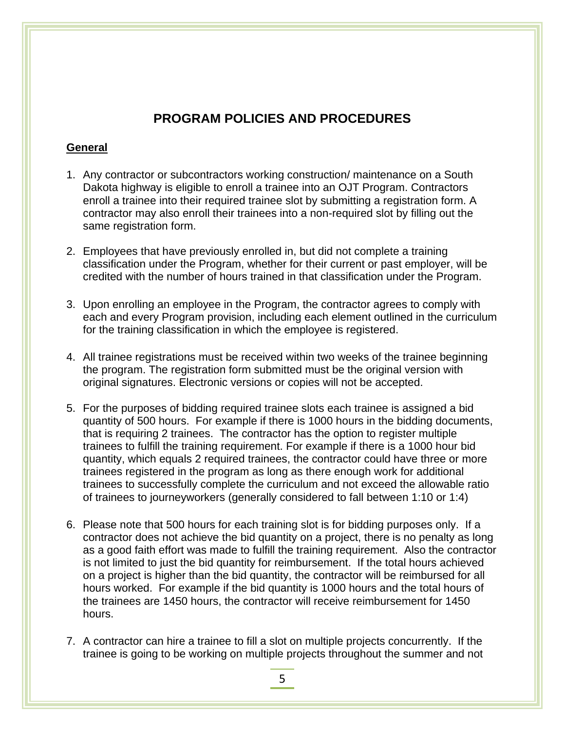# PROGRAM POLICIES AND PROCEDURES

## General

1. Any contractor or subcontractors working construction/ maintenance on a South Dakota highway is eligible to enroll a trainee into an OJT Program. Contractors enroll a trainee into their required trainee slot by submitting a registration form. A contractor may also enroll their trainees into a non-required slot by filling out the same registration form.

2. Employees that have previously enrolled in, but did not complete a training classification under the Program, whether for their current or past employer, will be credited with the number of hours trained in that classification under the Program.

3. Upon enrolling an employee in the Program, the contractor agrees to comply with each and every Program provision, including each element outlined in the curriculum for the training classification in which the employee is registered.

4. All trainee registrations must be received within two weeks of the trainee beginning the program. The registration form submitted must be the original version with original signatures. Electronic versions or copies will not be accepted.

5. For the purposes of bidding required trainee slots each trainee is assigned a bid quantity of 500 hours. For example if there is 1000 hours in the bidding documents, that is requiring 2 trainees. The contractor has the option to register multiple trainees to fulfill the training requirement. For example if there is a 1000 hour bid quantity, which equals 2 required trainees, the contractor could have three or more trainees registered in the program as long as there enough work for additional trainees to successfully complete the curriculum and not exceed the allowable ratio of trainees to journeyworkers (generally considered to fall between 1:10 or 1:4)

6. Please note that 500 hours for each training slot is for bidding purposes only. If a contractor does not achieve the bid quantity on a project, there is no penalty as long as a good faith effort was made to fulfill the training requirement. Also the contractor is not limited to just the bid quantity for reimbursement. If the total hours achieved on a project is higher than the bid quantity, the contractor will be reimbursed for all hours worked. For example if the bid quantity is 1000 hours and the total hours of the trainees are 1450 hours, the contractor will receive reimbursement for 1450 hours.

7. A contractor can hire a trainee to fill a slot on multiple projects concurrently. If the trainee is going to be working on multiple projects throughout the summer and not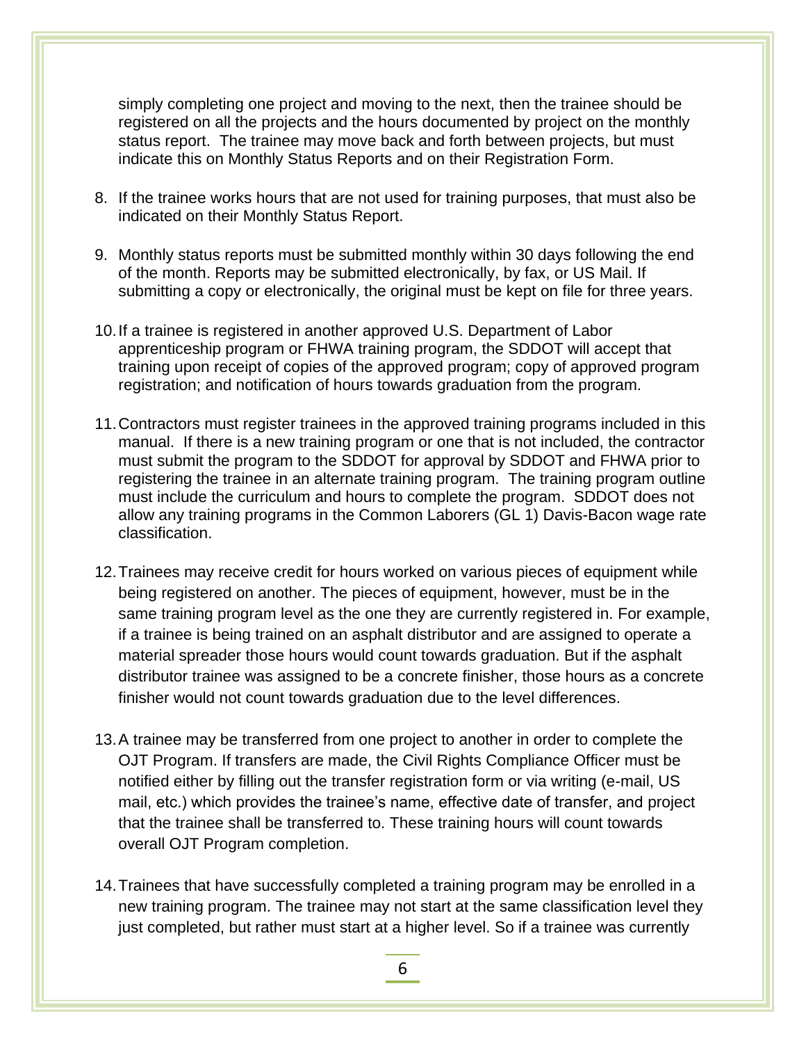simply completing one project and moving to the next, then the trainee should be registered on all the projects and the hours documented by project on the monthly status report. The trainee may move back and forth between projects, but must indicate this on Monthly Status Reports and on their Registration Form.

8. If the trainee works hours that are not used for training purposes, that must also be indicated on their Monthly Status Report.

9. Monthly status reports must be submitted monthly within 30 days following the end of the month. Reports may be submitted electronically, by fax, or US Mail. If submitting a copy or electronically, the original must be kept on file for three years.

10. If a trainee is registered in another approved U.S. Department of Labor apprenticeship program or FHWA training program, the SDDOT will accept that training upon receipt of copies of the approved program; copy of approved program registration; and notification of hours towards graduation from the program.

11. Contractors must register trainees in the approved training programs included in this manual. If there is a new training program or one that is not included, the contractor must submit the program to the SDDOT for approval by SDDOT and FHWA prior to registering the trainee in an alternate training program. The training program outline must include the curriculum and hours to complete the program. SDDOT does not allow any training programs in the Common Laborers (GL 1) Davis-Bacon wage rate classification.

12. Trainees may receive credit for hours worked on various pieces of equipment while being registered on another. The pieces of equipment, however, must be in the same training program level as the one they are currently registered in. For example, if a trainee is being trained on an asphalt distributor and are assigned to operate a material spreader those hours would count towards graduation. But if the asphalt distributor trainee was assigned to be a concrete finisher, those hours as a concrete finisher would not count towards graduation due to the level differences.

13. A trainee may be transferred from one project to another in order to complete the OJT Program. If transfers are made, the Civil Rights Compliance Officer must be notified either by filling out the transfer registration form or via writing (e-mail, US mail, etc.) which provides the trainee's name, effective date of transfer, and project that the trainee shall be transferred to. These training hours will count towards overall OJT Program completion.

14. Trainees that have successfully completed a training program may be enrolled in a new training program. The trainee may not start at the same classification level they just completed, but rather must start at a higher level. So if a trainee was currently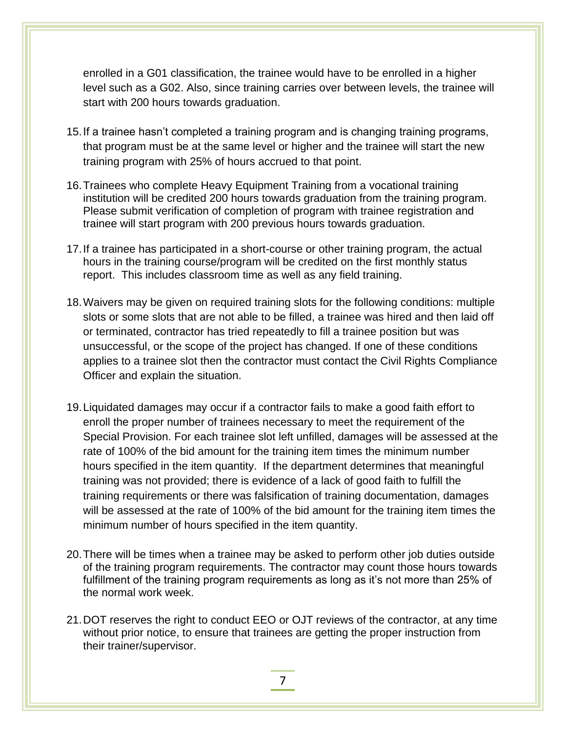enrolled in a G01 classification, the trainee would have to be enrolled in a higher level such as a G02. Also, since training carries over between levels, the trainee will start with 200 hours towards graduation.

15. If a trainee hasn't completed a training program and is changing training programs, that program must be at the same level or higher and the trainee will start the new training program with 25% of hours accrued to that point.

16. Trainees who complete Heavy Equipment Training from a vocational training institution will be credited 200 hours towards graduation from the training program. Please submit verification of completion of program with trainee registration and trainee will start program with 200 previous hours towards graduation.

17. If a trainee has participated in a short-course or other training program, the actual hours in the training course/program will be credited on the first monthly status report. This includes classroom time as well as any field training.

18. Waivers may be given on required training slots for the following conditions: multiple slots or some slots that are not able to be filled, a trainee was hired and then laid off or terminated, contractor has tried repeatedly to fill a trainee position but was unsuccessful, or the scope of the project has changed. If one of these conditions applies to a trainee slot then the contractor must contact the Civil Rights Compliance Officer and explain the situation.

19. Liquidated damages may occur if a contractor fails to make a good faith effort to enroll the proper number of trainees necessary to meet the requirement of the Special Provision. For each trainee slot left unfilled, damages will be assessed at the rate of 100% of the bid amount for the training item times the minimum number hours specified in the item quantity. If the department determines that meaningful training was not provided; there is evidence of a lack of good faith to fulfill the training requirements or there was falsification of training documentation, damages will be assessed at the rate of 100% of the bid amount for the training item times the minimum number of hours specified in the item quantity.

20. There will be times when a trainee may be asked to perform other job duties outside of the training program requirements. The contractor may count those hours towards fulfillment of the training program requirements as long as it's not more than 25% of the normal work week.

21. DOT reserves the right to conduct EEO or OJT reviews of the contractor, at any time without prior notice, to ensure that trainees are getting the proper instruction from their trainer/supervisor.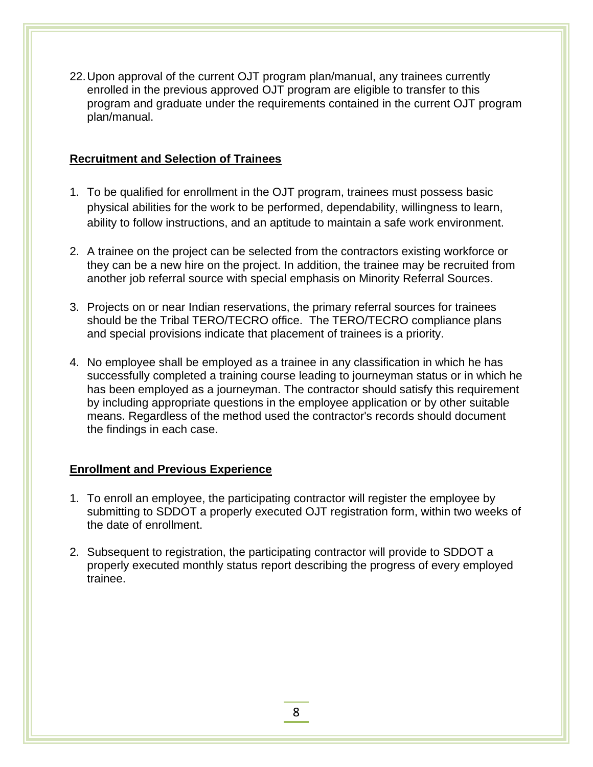22. Upon approval of the current OJT program plan/manual, any trainees currently enrolled in the previous approved OJT program are eligible to transfer to this program and graduate under the requirements contained in the current OJT program plan/manual.

**Recruitment and Selection of Trainees**

1. To be qualified for enrollment in the OJT program, trainees must possess basic physical abilities for the work to be performed, dependability, willingness to learn, ability to follow instructions, and an aptitude to maintain a safe work environment.

2. A trainee on the project can be selected from the contractors existing workforce or they can be a new hire on the project. In addition, the trainee may be recruited from another job referral source with special emphasis on Minority Referral Sources.

3. Projects on or near Indian reservations, the primary referral sources for trainees should be the Tribal TERO/TECRO office. The TERO/TECRO compliance plans and special provisions indicate that placement of trainees is a priority.

4. No employee shall be employed as a trainee in any classification in which he has successfully completed a training course leading to journeyman status or in which he has been employed as a journeyman. The contractor should satisfy this requirement by including appropriate questions in the employee application or by other suitable means. Regardless of the method used the contractor's records should document the findings in each case.

**Enrollment and Previous Experience**

1. To enroll an employee, the participating contractor will register the employee by submitting to SDDOT a properly executed OJT registration form, within two weeks of the date of enrollment.

2. Subsequent to registration, the participating contractor will provide to SDDOT a properly executed monthly status report describing the progress of every employed trainee.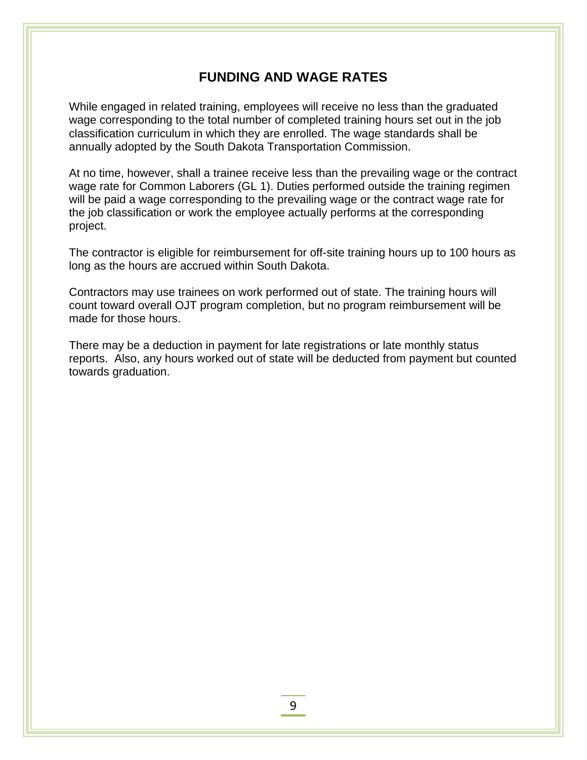# FUNDING AND WAGE RATES

While engaged in related training, employees will receive no less than the graduated wage corresponding to the total number of completed training hours set out in the job classification curriculum in which they are enrolled. The wage standards shall be annually adopted by the South Dakota Transportation Commission.

At no time, however, shall a trainee receive less than the prevailing wage or the contract wage rate for Common Laborers (GL 1). Duties performed outside the training regimen will be paid a wage corresponding to the prevailing wage or the contract wage rate for the job classification or work the employee actually performs at the corresponding project.

The contractor is eligible for reimbursement for off-site training hours up to 100 hours as long as the hours are accrued within South Dakota.

Contractors may use trainees on work performed out of state. The training hours will count toward overall OJT program completion, but no program reimbursement will be made for those hours.

There may be a deduction in payment for late registrations or late monthly status reports. Also, any hours worked out of state will be deducted from payment but counted towards graduation.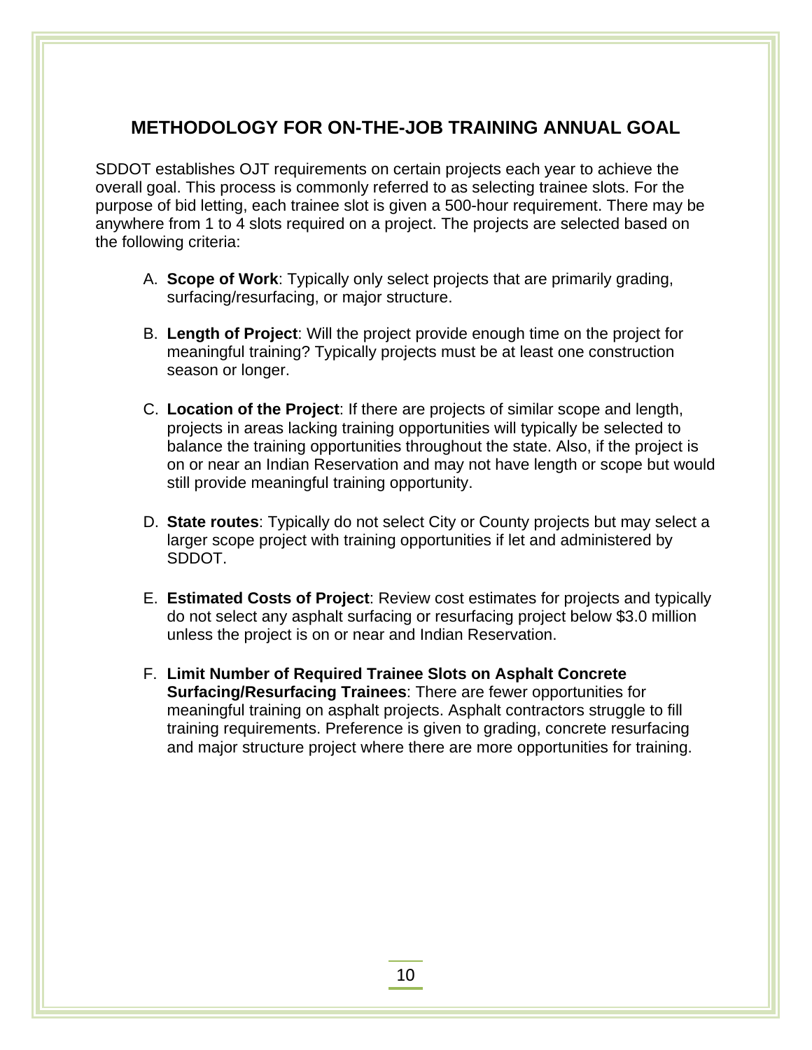## METHODOLOGY FOR ON-THE-JOB TRAINING ANNUAL GOAL

SDDOT establishes OJT requirements on certain projects each year to achieve the overall goal. This process is commonly referred to as selecting trainee slots. For the purpose of bid letting, each trainee slot is given a 500-hour requirement. There may be anywhere from 1 to 4 slots required on a project. The projects are selected based on the following criteria:

A. **Scope of Work**: Typically only select projects that are primarily grading, surfacing/resurfacing, or major structure.

B. **Length of Project**: Will the project provide enough time on the project for meaningful training? Typically projects must be at least one construction season or longer.

C. **Location of the Project**: If there are projects of similar scope and length, projects in areas lacking training opportunities will typically be selected to balance the training opportunities throughout the state. Also, if the project is on or near an Indian Reservation and may not have length or scope but would still provide meaningful training opportunity.

D. **State routes**: Typically do not select City or County projects but may select a larger scope project with training opportunities if let and administered by SDDOT.

E. **Estimated Costs of Project**: Review cost estimates for projects and typically do not select any asphalt surfacing or resurfacing project below $3.0 million unless the project is on or near and Indian Reservation.

F. **Limit Number of Required Trainee Slots on Asphalt Concrete Surfacing/Resurfacing Trainees**: There are fewer opportunities for meaningful training on asphalt projects. Asphalt contractors struggle to fill training requirements. Preference is given to grading, concrete resurfacing and major structure project where there are more opportunities for training.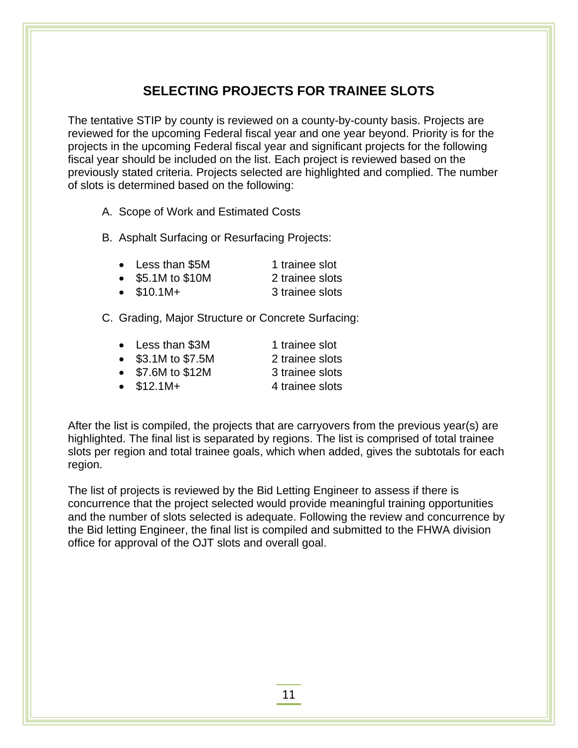## SELECTING PROJECTS FOR TRAINEE SLOTS

The tentative STIP by county is reviewed on a county-by-county basis. Projects are reviewed for the upcoming Federal fiscal year and one year beyond. Priority is for the projects in the upcoming Federal fiscal year and significant projects for the following fiscal year should be included on the list. Each project is reviewed based on the previously stated criteria. Projects selected are highlighted and complied. The number of slots is determined based on the following:

A. Scope of Work and Estimated Costs

B. Asphalt Surfacing or Resurfacing Projects:

- Less than $5M — 1 trainee slot
- $5.1M to $10M — 2 trainee slots
- $10.1M+ — 3 trainee slots

C. Grading, Major Structure or Concrete Surfacing:

- Less than $3M — 1 trainee slot
- $3.1M to $7.5M — 2 trainee slots
- $7.6M to $12M — 3 trainee slots
- $12.1M+ — 4 trainee slots

After the list is compiled, the projects that are carryovers from the previous year(s) are highlighted. The final list is separated by regions. The list is comprised of total trainee slots per region and total trainee goals, which when added, gives the subtotals for each region.

The list of projects is reviewed by the Bid Letting Engineer to assess if there is concurrence that the project selected would provide meaningful training opportunities and the number of slots selected is adequate. Following the review and concurrence by the Bid letting Engineer, the final list is compiled and submitted to the FHWA division office for approval of the OJT slots and overall goal.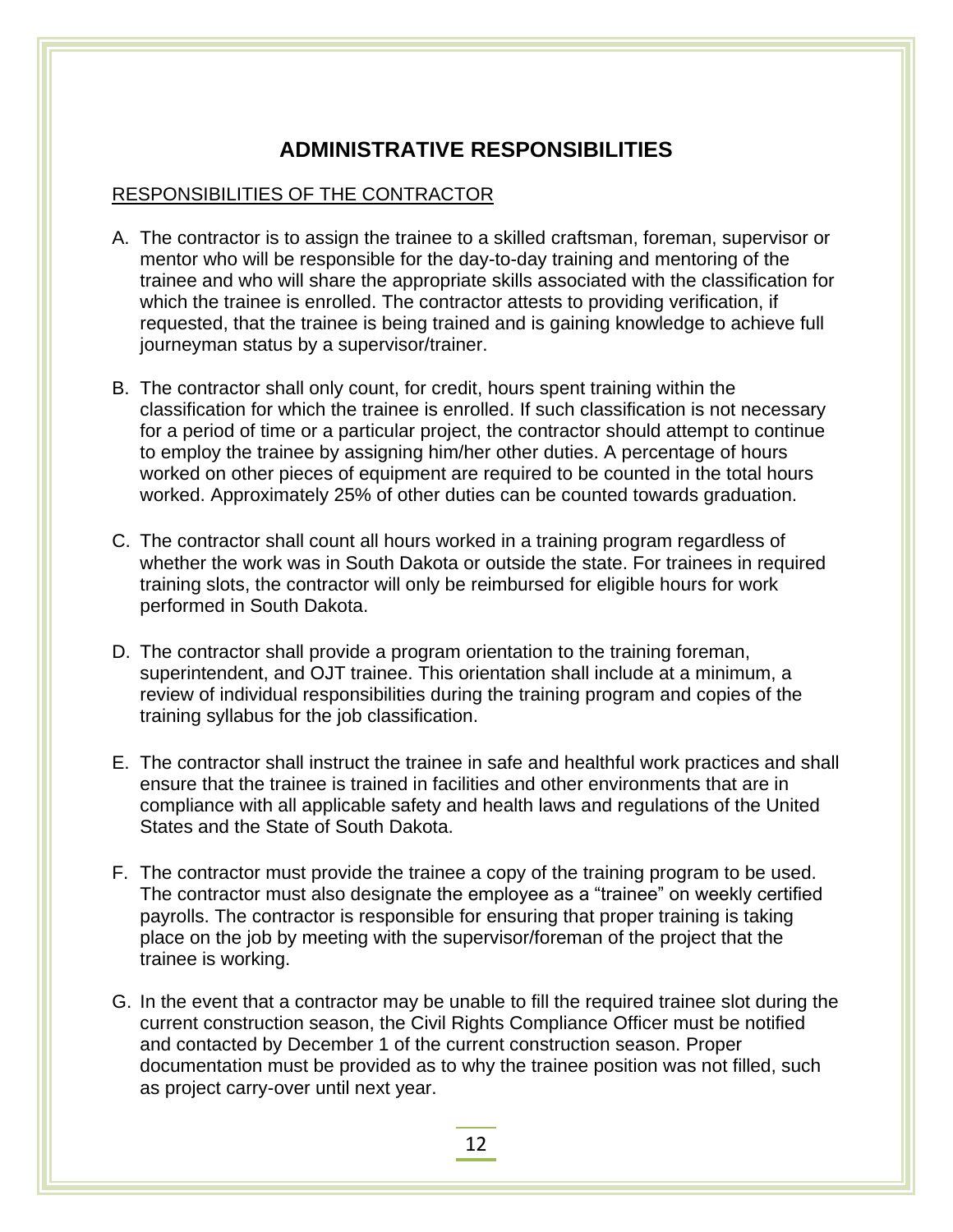# ADMINISTRATIVE RESPONSIBILITIES

## RESPONSIBILITIES OF THE CONTRACTOR

A. The contractor is to assign the trainee to a skilled craftsman, foreman, supervisor or mentor who will be responsible for the day-to-day training and mentoring of the trainee and who will share the appropriate skills associated with the classification for which the trainee is enrolled. The contractor attests to providing verification, if requested, that the trainee is being trained and is gaining knowledge to achieve full journeyman status by a supervisor/trainer.

B. The contractor shall only count, for credit, hours spent training within the classification for which the trainee is enrolled. If such classification is not necessary for a period of time or a particular project, the contractor should attempt to continue to employ the trainee by assigning him/her other duties. A percentage of hours worked on other pieces of equipment are required to be counted in the total hours worked. Approximately 25% of other duties can be counted towards graduation.

C. The contractor shall count all hours worked in a training program regardless of whether the work was in South Dakota or outside the state. For trainees in required training slots, the contractor will only be reimbursed for eligible hours for work performed in South Dakota.

D. The contractor shall provide a program orientation to the training foreman, superintendent, and OJT trainee. This orientation shall include at a minimum, a review of individual responsibilities during the training program and copies of the training syllabus for the job classification.

E. The contractor shall instruct the trainee in safe and healthful work practices and shall ensure that the trainee is trained in facilities and other environments that are in compliance with all applicable safety and health laws and regulations of the United States and the State of South Dakota.

F. The contractor must provide the trainee a copy of the training program to be used. The contractor must also designate the employee as a "trainee" on weekly certified payrolls. The contractor is responsible for ensuring that proper training is taking place on the job by meeting with the supervisor/foreman of the project that the trainee is working.

G. In the event that a contractor may be unable to fill the required trainee slot during the current construction season, the Civil Rights Compliance Officer must be notified and contacted by December 1 of the current construction season. Proper documentation must be provided as to why the trainee position was not filled, such as project carry-over until next year.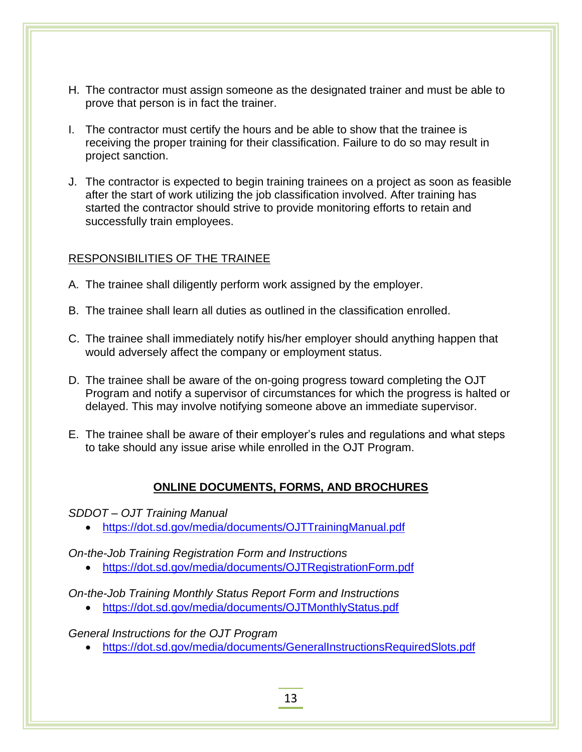H. The contractor must assign someone as the designated trainer and must be able to prove that person is in fact the trainer.

I. The contractor must certify the hours and be able to show that the trainee is receiving the proper training for their classification. Failure to do so may result in project sanction.

J. The contractor is expected to begin training trainees on a project as soon as feasible after the start of work utilizing the job classification involved. After training has started the contractor should strive to provide monitoring efforts to retain and successfully train employees.

<u>RESPONSIBILITIES OF THE TRAINEE</u>

A. The trainee shall diligently perform work assigned by the employer.

B. The trainee shall learn all duties as outlined in the classification enrolled.

C. The trainee shall immediately notify his/her employer should anything happen that would adversely affect the company or employment status.

D. The trainee shall be aware of the on-going progress toward completing the OJT Program and notify a supervisor of circumstances for which the progress is halted or delayed. This may involve notifying someone above an immediate supervisor.

E. The trainee shall be aware of their employer's rules and regulations and what steps to take should any issue arise while enrolled in the OJT Program.

## ONLINE DOCUMENTS, FORMS, AND BROCHURES

*SDDOT – OJT Training Manual*

- https://dot.sd.gov/media/documents/OJTTrainingManual.pdf

*On-the-Job Training Registration Form and Instructions*

- https://dot.sd.gov/media/documents/OJTRegistrationForm.pdf

*On-the-Job Training Monthly Status Report Form and Instructions*

- https://dot.sd.gov/media/documents/OJTMonthlyStatus.pdf

*General Instructions for the OJT Program*

- https://dot.sd.gov/media/documents/GeneralInstructionsRequiredSlots.pdf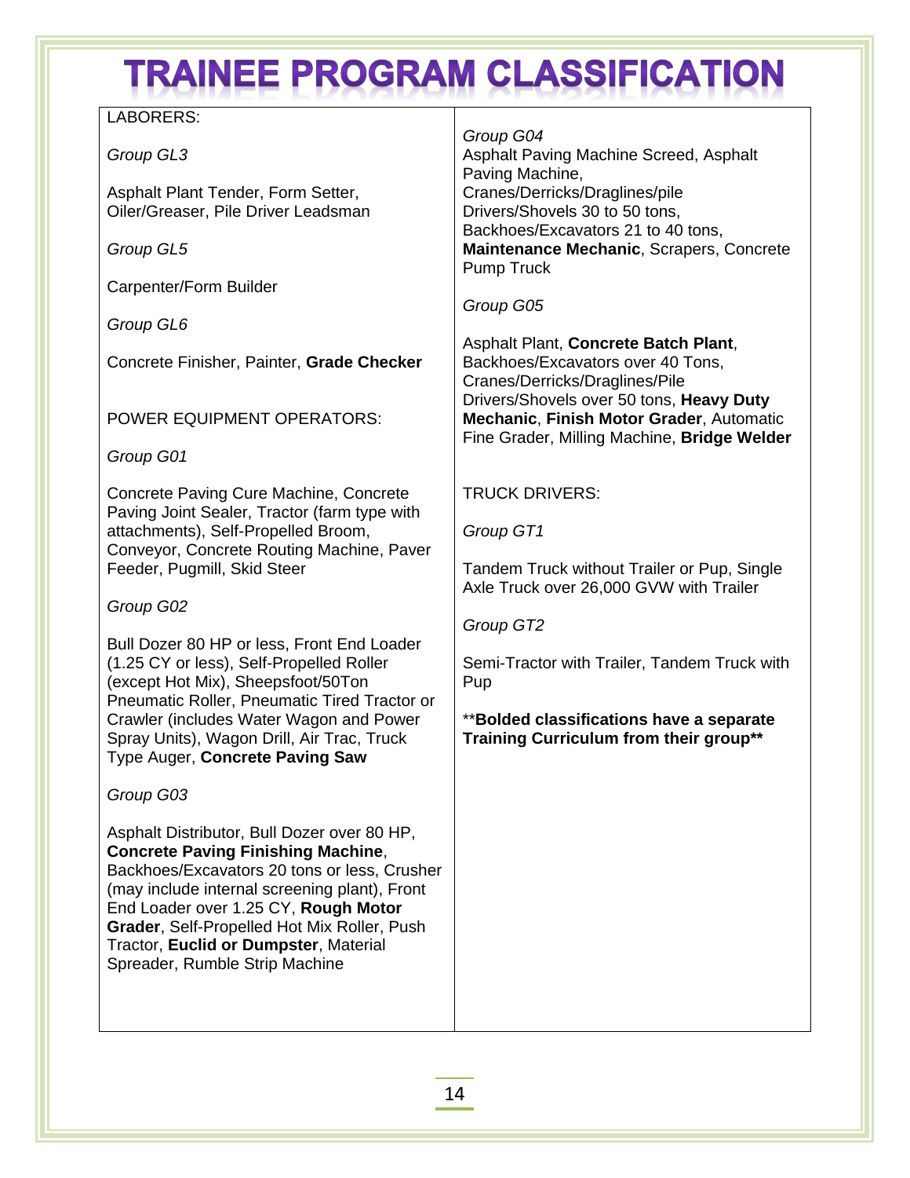# TRAINEE PROGRAM CLASSIFICATION

LABORERS:

*Group GL3*

Asphalt Plant Tender, Form Setter, Oiler/Greaser, Pile Driver Leadsman

*Group GL5*

Carpenter/Form Builder

*Group GL6*

Concrete Finisher, Painter, **Grade Checker**

POWER EQUIPMENT OPERATORS:

*Group G01*

Concrete Paving Cure Machine, Concrete Paving Joint Sealer, Tractor (farm type with attachments), Self-Propelled Broom, Conveyor, Concrete Routing Machine, Paver Feeder, Pugmill, Skid Steer

*Group G02*

Bull Dozer 80 HP or less, Front End Loader (1.25 CY or less), Self-Propelled Roller (except Hot Mix), Sheepsfoot/50Ton Pneumatic Roller, Pneumatic Tired Tractor or Crawler (includes Water Wagon and Power Spray Units), Wagon Drill, Air Trac, Truck Type Auger, **Concrete Paving Saw**

*Group G03*

Asphalt Distributor, Bull Dozer over 80 HP, **Concrete Paving Finishing Machine**, Backhoes/Excavators 20 tons or less, Crusher (may include internal screening plant), Front End Loader over 1.25 CY, **Rough Motor Grader**, Self-Propelled Hot Mix Roller, Push Tractor, **Euclid or Dumpster**, Material Spreader, Rumble Strip Machine

*Group G04*

Asphalt Paving Machine Screed, Asphalt Paving Machine, Cranes/Derricks/Draglines/pile Drivers/Shovels 30 to 50 tons, Backhoes/Excavators 21 to 40 tons, **Maintenance Mechanic**, Scrapers, Concrete Pump Truck

*Group G05*

Asphalt Plant, **Concrete Batch Plant**, Backhoes/Excavators over 40 Tons, Cranes/Derricks/Draglines/Pile Drivers/Shovels over 50 tons, **Heavy Duty Mechanic**, **Finish Motor Grader**, Automatic Fine Grader, Milling Machine, **Bridge Welder**

TRUCK DRIVERS:

*Group GT1*

Tandem Truck without Trailer or Pup, Single Axle Truck over 26,000 GVW with Trailer

*Group GT2*

Semi-Tractor with Trailer, Tandem Truck with Pup

****Bolded classifications have a separate Training Curriculum from their group****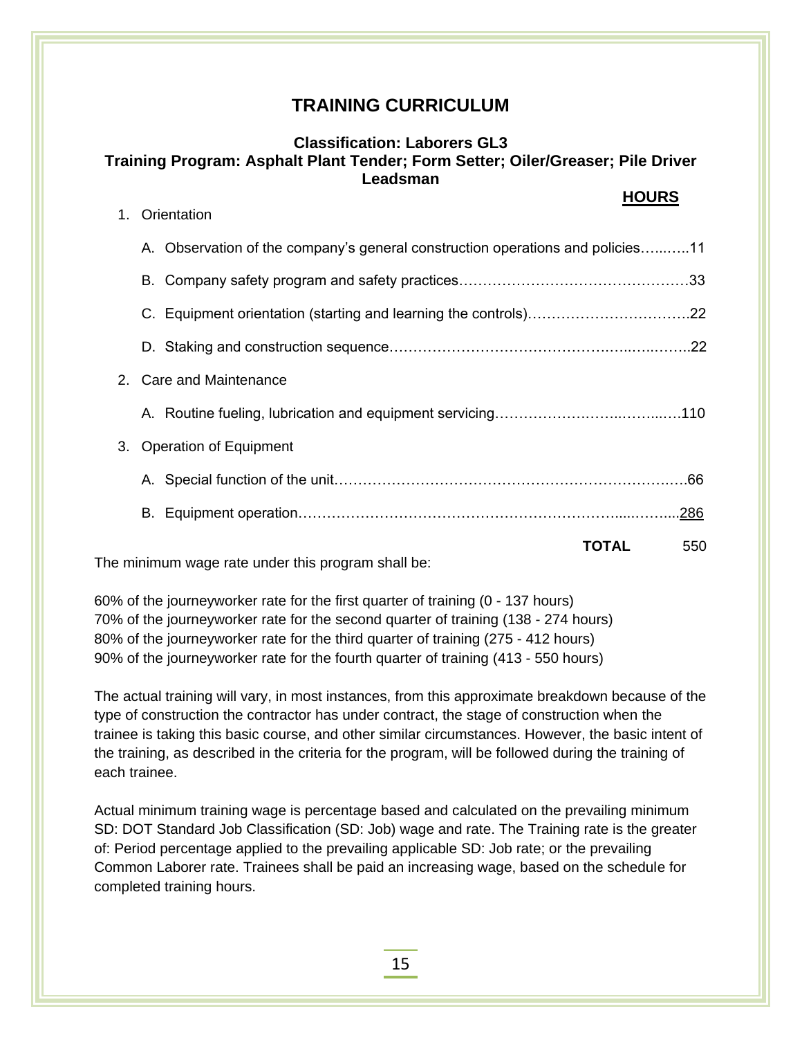# TRAINING CURRICULUM

### Classification: Laborers GL3
### Training Program: Asphalt Plant Tender; Form Setter; Oiler/Greaser; Pile Driver Leadsman

| | HOURS |
|---|---|
| 1. Orientation | |
| A. Observation of the company's general construction operations and policies | 11 |
| B. Company safety program and safety practices | 33 |
| C. Equipment orientation (starting and learning the controls) | 22 |
| D. Staking and construction sequence | 22 |
| 2. Care and Maintenance | |
| A. Routine fueling, lubrication and equipment servicing | 110 |
| 3. Operation of Equipment | |
| A. Special function of the unit | 66 |
| B. Equipment operation | 286 |
| **TOTAL** | 550 |

The minimum wage rate under this program shall be:

60% of the journeyworker rate for the first quarter of training (0 - 137 hours)
70% of the journeyworker rate for the second quarter of training (138 - 274 hours)
80% of the journeyworker rate for the third quarter of training (275 - 412 hours)
90% of the journeyworker rate for the fourth quarter of training (413 - 550 hours)

The actual training will vary, in most instances, from this approximate breakdown because of the type of construction the contractor has under contract, the stage of construction when the trainee is taking this basic course, and other similar circumstances. However, the basic intent of the training, as described in the criteria for the program, will be followed during the training of each trainee.

Actual minimum training wage is percentage based and calculated on the prevailing minimum SD: DOT Standard Job Classification (SD: Job) wage and rate. The Training rate is the greater of: Period percentage applied to the prevailing applicable SD: Job rate; or the prevailing Common Laborer rate. Trainees shall be paid an increasing wage, based on the schedule for completed training hours.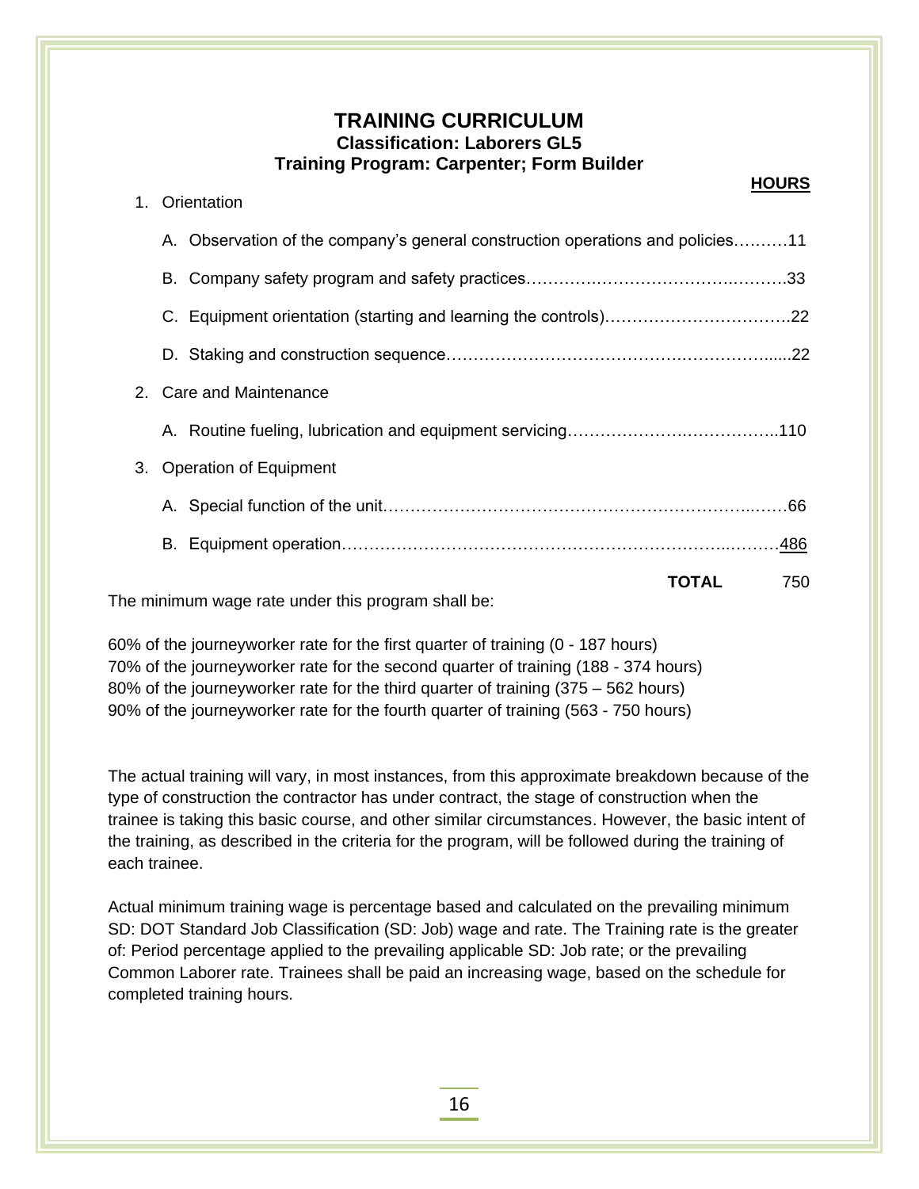# TRAINING CURRICULUM

**Classification: Laborers GL5**

**Training Program: Carpenter; Form Builder**

| | HOURS |
|---|---|
| 1. Orientation | |
| A. Observation of the company's general construction operations and policies | 11 |
| B. Company safety program and safety practices | 33 |
| C. Equipment orientation (starting and learning the controls) | 22 |
| D. Staking and construction sequence | 22 |
| 2. Care and Maintenance | |
| A. Routine fueling, lubrication and equipment servicing | 110 |
| 3. Operation of Equipment | |
| A. Special function of the unit | 66 |
| B. Equipment operation | 486 |
| **TOTAL** | 750 |

The minimum wage rate under this program shall be:

60% of the journeyworker rate for the first quarter of training (0 - 187 hours)
70% of the journeyworker rate for the second quarter of training (188 - 374 hours)
80% of the journeyworker rate for the third quarter of training (375 – 562 hours)
90% of the journeyworker rate for the fourth quarter of training (563 - 750 hours)

The actual training will vary, in most instances, from this approximate breakdown because of the type of construction the contractor has under contract, the stage of construction when the trainee is taking this basic course, and other similar circumstances. However, the basic intent of the training, as described in the criteria for the program, will be followed during the training of each trainee.

Actual minimum training wage is percentage based and calculated on the prevailing minimum SD: DOT Standard Job Classification (SD: Job) wage and rate. The Training rate is the greater of: Period percentage applied to the prevailing applicable SD: Job rate; or the prevailing Common Laborer rate. Trainees shall be paid an increasing wage, based on the schedule for completed training hours.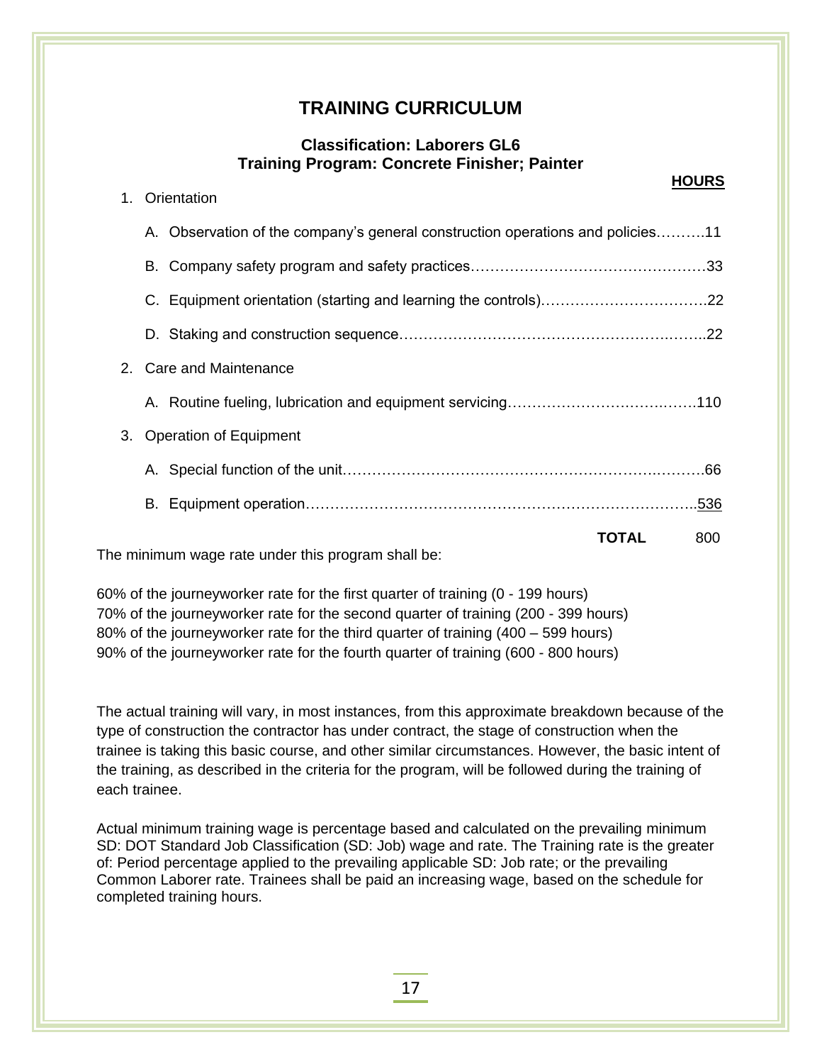# TRAINING CURRICULUM

### Classification: Laborers GL6
### Training Program: Concrete Finisher; Painter

| | HOURS |
|---|---|
| 1. Orientation | |
| A. Observation of the company's general construction operations and policies | 11 |
| B. Company safety program and safety practices | 33 |
| C. Equipment orientation (starting and learning the controls) | 22 |
| D. Staking and construction sequence | 22 |
| 2. Care and Maintenance | |
| A. Routine fueling, lubrication and equipment servicing | 110 |
| 3. Operation of Equipment | |
| A. Special function of the unit | 66 |
| B. Equipment operation | 536 |
| **TOTAL** | 800 |

The minimum wage rate under this program shall be:

60% of the journeyworker rate for the first quarter of training (0 - 199 hours)
70% of the journeyworker rate for the second quarter of training (200 - 399 hours)
80% of the journeyworker rate for the third quarter of training (400 – 599 hours)
90% of the journeyworker rate for the fourth quarter of training (600 - 800 hours)

The actual training will vary, in most instances, from this approximate breakdown because of the type of construction the contractor has under contract, the stage of construction when the trainee is taking this basic course, and other similar circumstances. However, the basic intent of the training, as described in the criteria for the program, will be followed during the training of each trainee.

Actual minimum training wage is percentage based and calculated on the prevailing minimum SD: DOT Standard Job Classification (SD: Job) wage and rate. The Training rate is the greater of: Period percentage applied to the prevailing applicable SD: Job rate; or the prevailing Common Laborer rate. Trainees shall be paid an increasing wage, based on the schedule for completed training hours.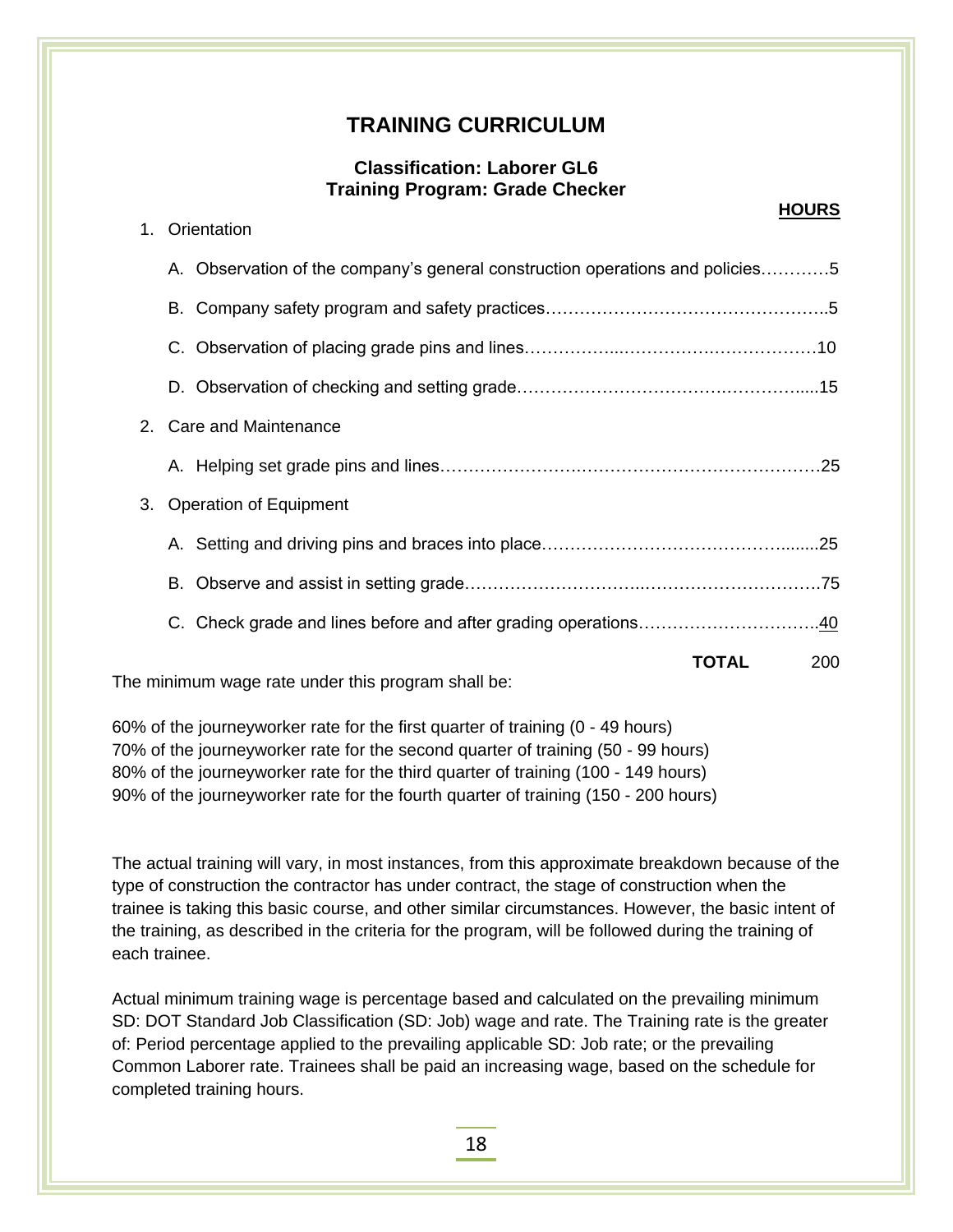# TRAINING CURRICULUM

### Classification: Laborer GL6
### Training Program: Grade Checker

**HOURS**

1. Orientation

   A. Observation of the company's general construction operations and policies…………5

   B. Company safety program and safety practices…………………………………………..5

   C. Observation of placing grade pins and lines……………...……………….………………10

   D. Observation of checking and setting grade……………………………….…………......15

2. Care and Maintenance

   A. Helping set grade pins and lines……………………….……………………………………25

3. Operation of Equipment

   A. Setting and driving pins and braces into place……………………………………….........25

   B. Observe and assist in setting grade…………………………..…………………………75

   C. Check grade and lines before and after grading operations…………………………..40

**TOTAL** 200

The minimum wage rate under this program shall be:

60% of the journeyworker rate for the first quarter of training (0 - 49 hours)
70% of the journeyworker rate for the second quarter of training (50 - 99 hours)
80% of the journeyworker rate for the third quarter of training (100 - 149 hours)
90% of the journeyworker rate for the fourth quarter of training (150 - 200 hours)

The actual training will vary, in most instances, from this approximate breakdown because of the type of construction the contractor has under contract, the stage of construction when the trainee is taking this basic course, and other similar circumstances. However, the basic intent of the training, as described in the criteria for the program, will be followed during the training of each trainee.

Actual minimum training wage is percentage based and calculated on the prevailing minimum SD: DOT Standard Job Classification (SD: Job) wage and rate. The Training rate is the greater of: Period percentage applied to the prevailing applicable SD: Job rate; or the prevailing Common Laborer rate. Trainees shall be paid an increasing wage, based on the schedule for completed training hours.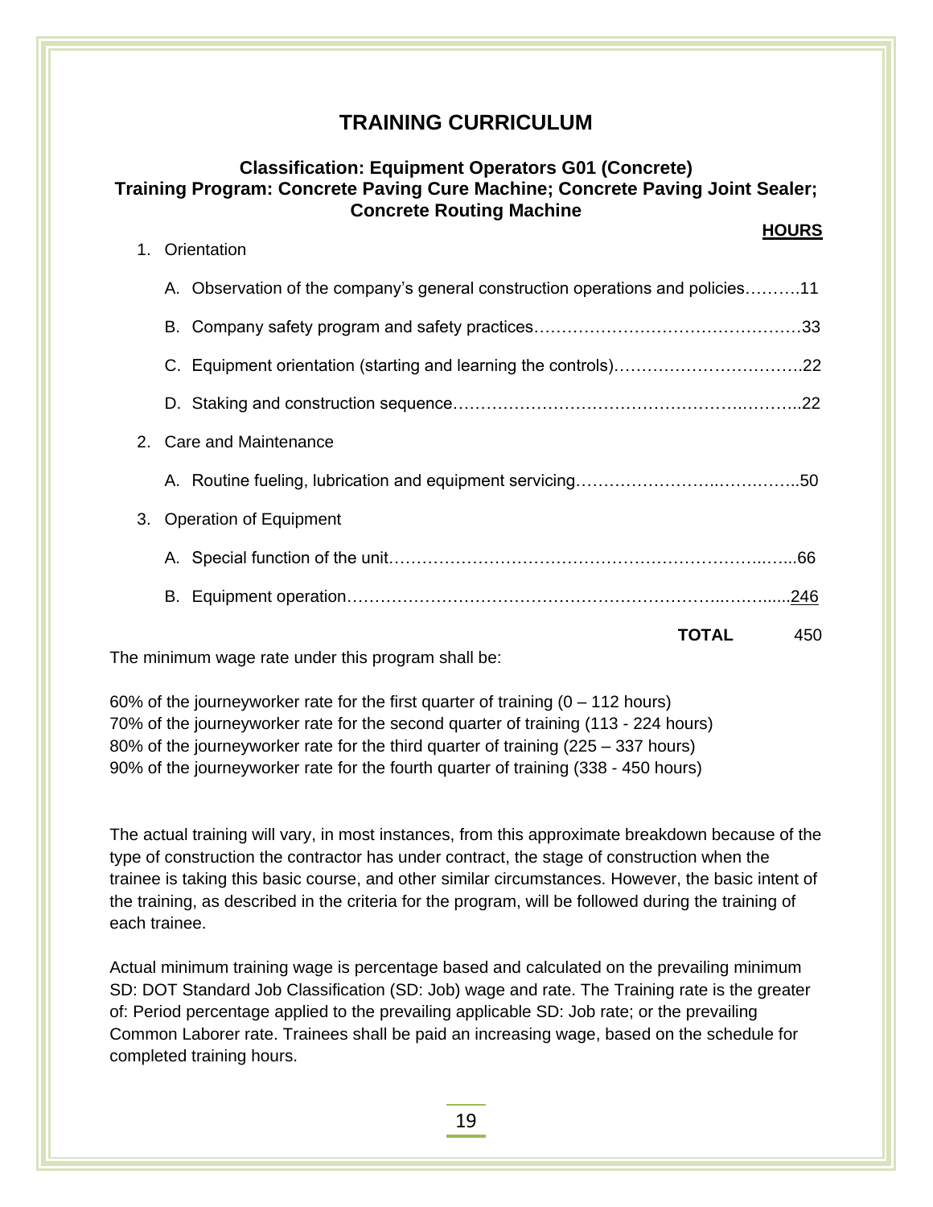## TRAINING CURRICULUM

### Classification: Equipment Operators G01 (Concrete)
### Training Program: Concrete Paving Cure Machine; Concrete Paving Joint Sealer; Concrete Routing Machine

| | HOURS |
|---|---|
| **1. Orientation** | |
| A. Observation of the company's general construction operations and policies | 11 |
| B. Company safety program and safety practices | 33 |
| C. Equipment orientation (starting and learning the controls) | 22 |
| D. Staking and construction sequence | 22 |
| **2. Care and Maintenance** | |
| A. Routine fueling, lubrication and equipment servicing | 50 |
| **3. Operation of Equipment** | |
| A. Special function of the unit | 66 |
| B. Equipment operation | 246 |
| **TOTAL** | 450 |

The minimum wage rate under this program shall be:

60% of the journeyworker rate for the first quarter of training (0 – 112 hours)
70% of the journeyworker rate for the second quarter of training (113 - 224 hours)
80% of the journeyworker rate for the third quarter of training (225 – 337 hours)
90% of the journeyworker rate for the fourth quarter of training (338 - 450 hours)

The actual training will vary, in most instances, from this approximate breakdown because of the type of construction the contractor has under contract, the stage of construction when the trainee is taking this basic course, and other similar circumstances. However, the basic intent of the training, as described in the criteria for the program, will be followed during the training of each trainee.

Actual minimum training wage is percentage based and calculated on the prevailing minimum SD: DOT Standard Job Classification (SD: Job) wage and rate. The Training rate is the greater of: Period percentage applied to the prevailing applicable SD: Job rate; or the prevailing Common Laborer rate. Trainees shall be paid an increasing wage, based on the schedule for completed training hours.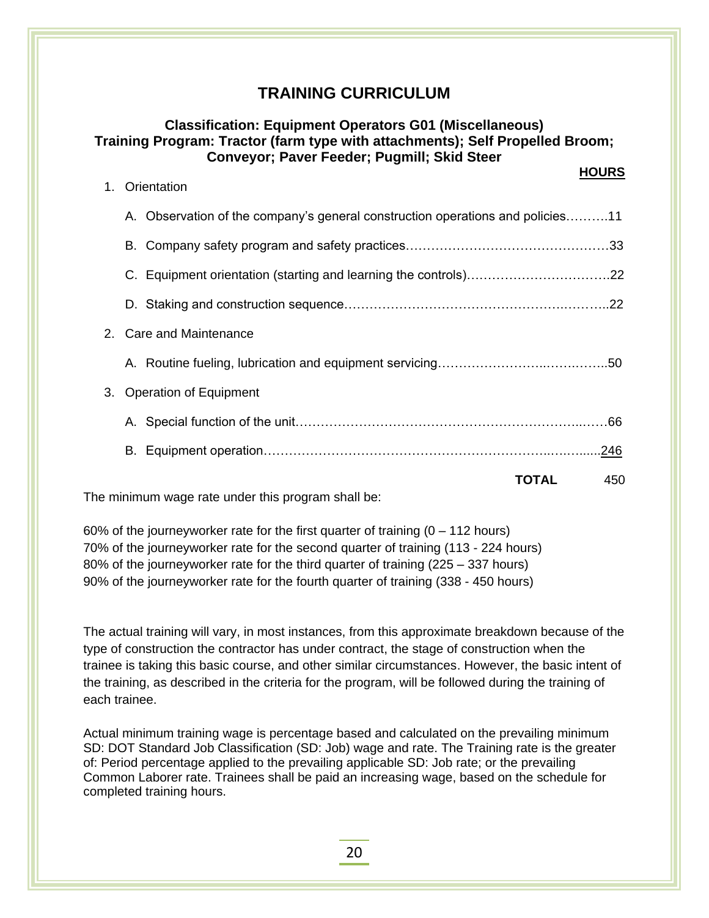# TRAINING CURRICULUM

### Classification: Equipment Operators G01 (Miscellaneous)
### Training Program: Tractor (farm type with attachments); Self Propelled Broom; Conveyor; Paver Feeder; Pugmill; Skid Steer

| | HOURS |
|---|---|
| 1. Orientation | |
| A. Observation of the company's general construction operations and policies | 11 |
| B. Company safety program and safety practices | 33 |
| C. Equipment orientation (starting and learning the controls) | 22 |
| D. Staking and construction sequence | 22 |
| 2. Care and Maintenance | |
| A. Routine fueling, lubrication and equipment servicing | 50 |
| 3. Operation of Equipment | |
| A. Special function of the unit | 66 |
| B. Equipment operation | 246 |
| **TOTAL** | 450 |

The minimum wage rate under this program shall be:

60% of the journeyworker rate for the first quarter of training (0 – 112 hours)
70% of the journeyworker rate for the second quarter of training (113 - 224 hours)
80% of the journeyworker rate for the third quarter of training (225 – 337 hours)
90% of the journeyworker rate for the fourth quarter of training (338 - 450 hours)

The actual training will vary, in most instances, from this approximate breakdown because of the type of construction the contractor has under contract, the stage of construction when the trainee is taking this basic course, and other similar circumstances. However, the basic intent of the training, as described in the criteria for the program, will be followed during the training of each trainee.

Actual minimum training wage is percentage based and calculated on the prevailing minimum SD: DOT Standard Job Classification (SD: Job) wage and rate. The Training rate is the greater of: Period percentage applied to the prevailing applicable SD: Job rate; or the prevailing Common Laborer rate. Trainees shall be paid an increasing wage, based on the schedule for completed training hours.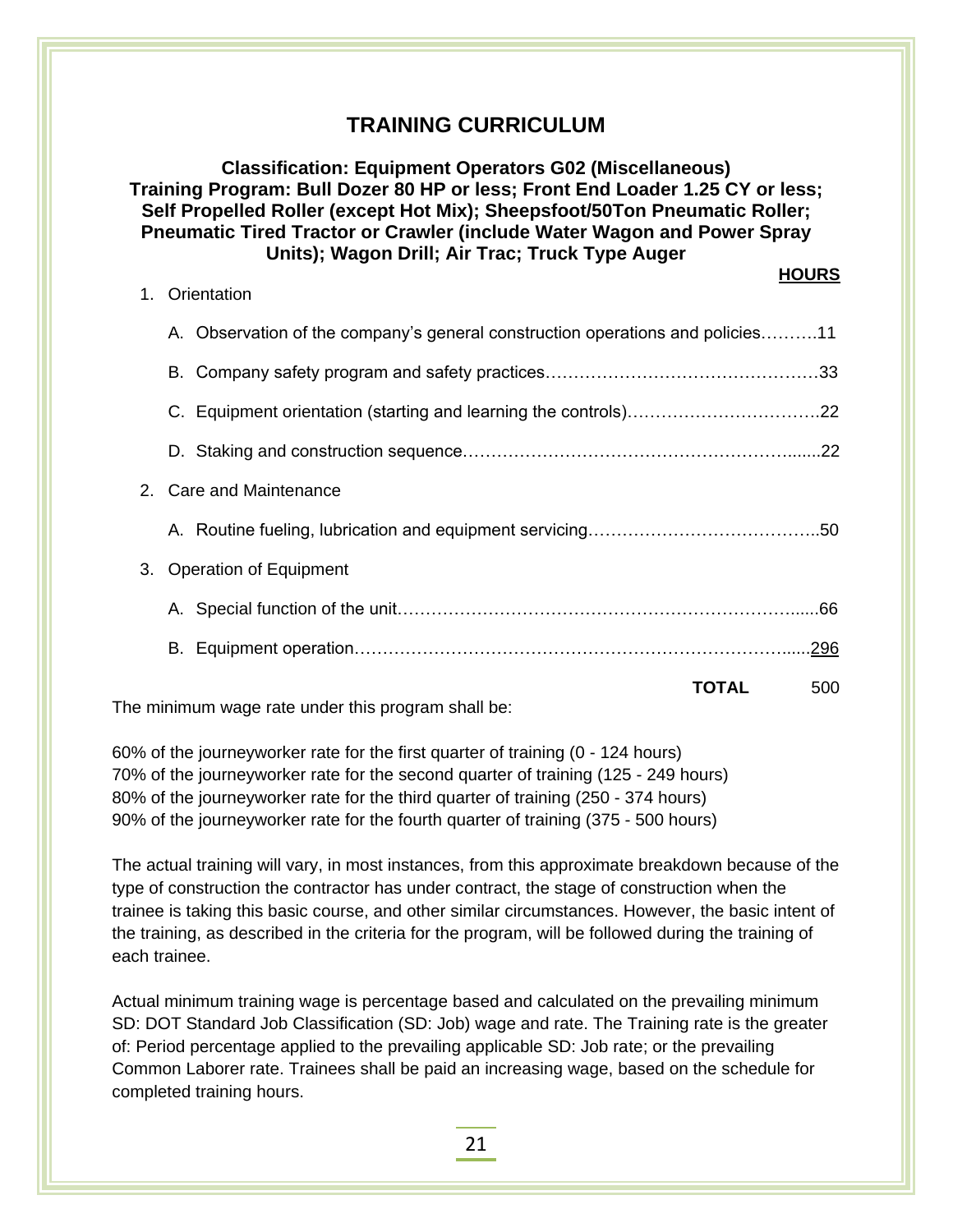# TRAINING CURRICULUM

**Classification: Equipment Operators G02 (Miscellaneous)**
**Training Program: Bull Dozer 80 HP or less; Front End Loader 1.25 CY or less; Self Propelled Roller (except Hot Mix); Sheepsfoot/50Ton Pneumatic Roller; Pneumatic Tired Tractor or Crawler (include Water Wagon and Power Spray Units); Wagon Drill; Air Trac; Truck Type Auger**

| | HOURS |
|---|---|
| 1. Orientation | |
| A. Observation of the company's general construction operations and policies | 11 |
| B. Company safety program and safety practices | 33 |
| C. Equipment orientation (starting and learning the controls) | 22 |
| D. Staking and construction sequence | 22 |
| 2. Care and Maintenance | |
| A. Routine fueling, lubrication and equipment servicing | 50 |
| 3. Operation of Equipment | |
| A. Special function of the unit | 66 |
| B. Equipment operation | 296 |
| **TOTAL** | 500 |

The minimum wage rate under this program shall be:

60% of the journeyworker rate for the first quarter of training (0 - 124 hours)
70% of the journeyworker rate for the second quarter of training (125 - 249 hours)
80% of the journeyworker rate for the third quarter of training (250 - 374 hours)
90% of the journeyworker rate for the fourth quarter of training (375 - 500 hours)

The actual training will vary, in most instances, from this approximate breakdown because of the type of construction the contractor has under contract, the stage of construction when the trainee is taking this basic course, and other similar circumstances. However, the basic intent of the training, as described in the criteria for the program, will be followed during the training of each trainee.

Actual minimum training wage is percentage based and calculated on the prevailing minimum SD: DOT Standard Job Classification (SD: Job) wage and rate. The Training rate is the greater of: Period percentage applied to the prevailing applicable SD: Job rate; or the prevailing Common Laborer rate. Trainees shall be paid an increasing wage, based on the schedule for completed training hours.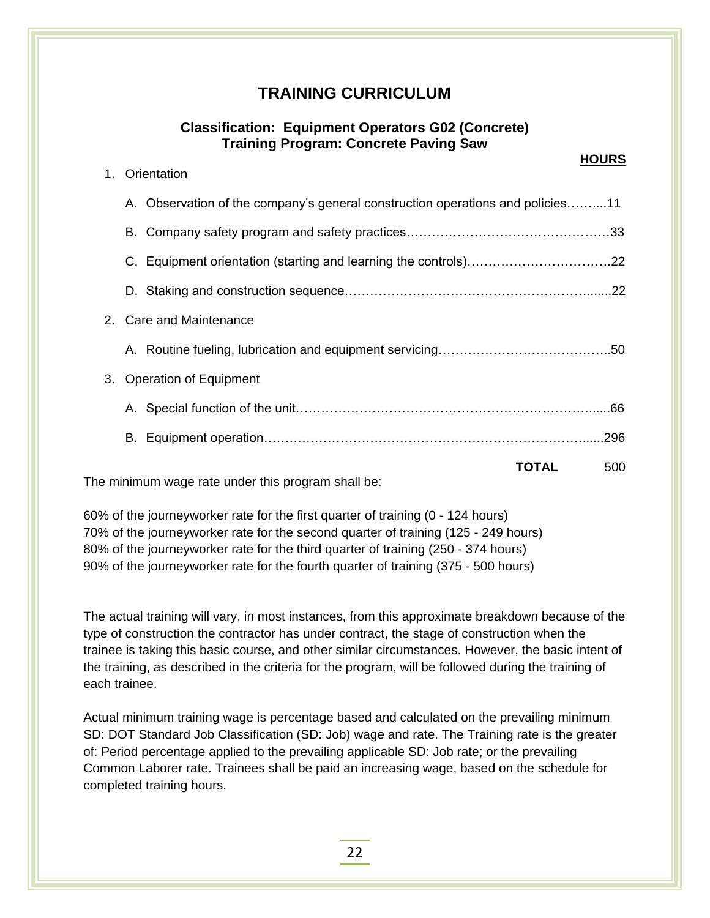# TRAINING CURRICULUM

### Classification: Equipment Operators G02 (Concrete)
### Training Program: Concrete Paving Saw

| | HOURS |
|---|---|
| **1. Orientation** | |
| A. Observation of the company's general construction operations and policies | 11 |
| B. Company safety program and safety practices | 33 |
| C. Equipment orientation (starting and learning the controls) | 22 |
| D. Staking and construction sequence | 22 |
| **2. Care and Maintenance** | |
| A. Routine fueling, lubrication and equipment servicing | 50 |
| **3. Operation of Equipment** | |
| A. Special function of the unit | 66 |
| B. Equipment operation | 296 |
| **TOTAL** | 500 |

The minimum wage rate under this program shall be:

60% of the journeyworker rate for the first quarter of training (0 - 124 hours)
70% of the journeyworker rate for the second quarter of training (125 - 249 hours)
80% of the journeyworker rate for the third quarter of training (250 - 374 hours)
90% of the journeyworker rate for the fourth quarter of training (375 - 500 hours)

The actual training will vary, in most instances, from this approximate breakdown because of the type of construction the contractor has under contract, the stage of construction when the trainee is taking this basic course, and other similar circumstances. However, the basic intent of the training, as described in the criteria for the program, will be followed during the training of each trainee.

Actual minimum training wage is percentage based and calculated on the prevailing minimum SD: DOT Standard Job Classification (SD: Job) wage and rate. The Training rate is the greater of: Period percentage applied to the prevailing applicable SD: Job rate; or the prevailing Common Laborer rate. Trainees shall be paid an increasing wage, based on the schedule for completed training hours.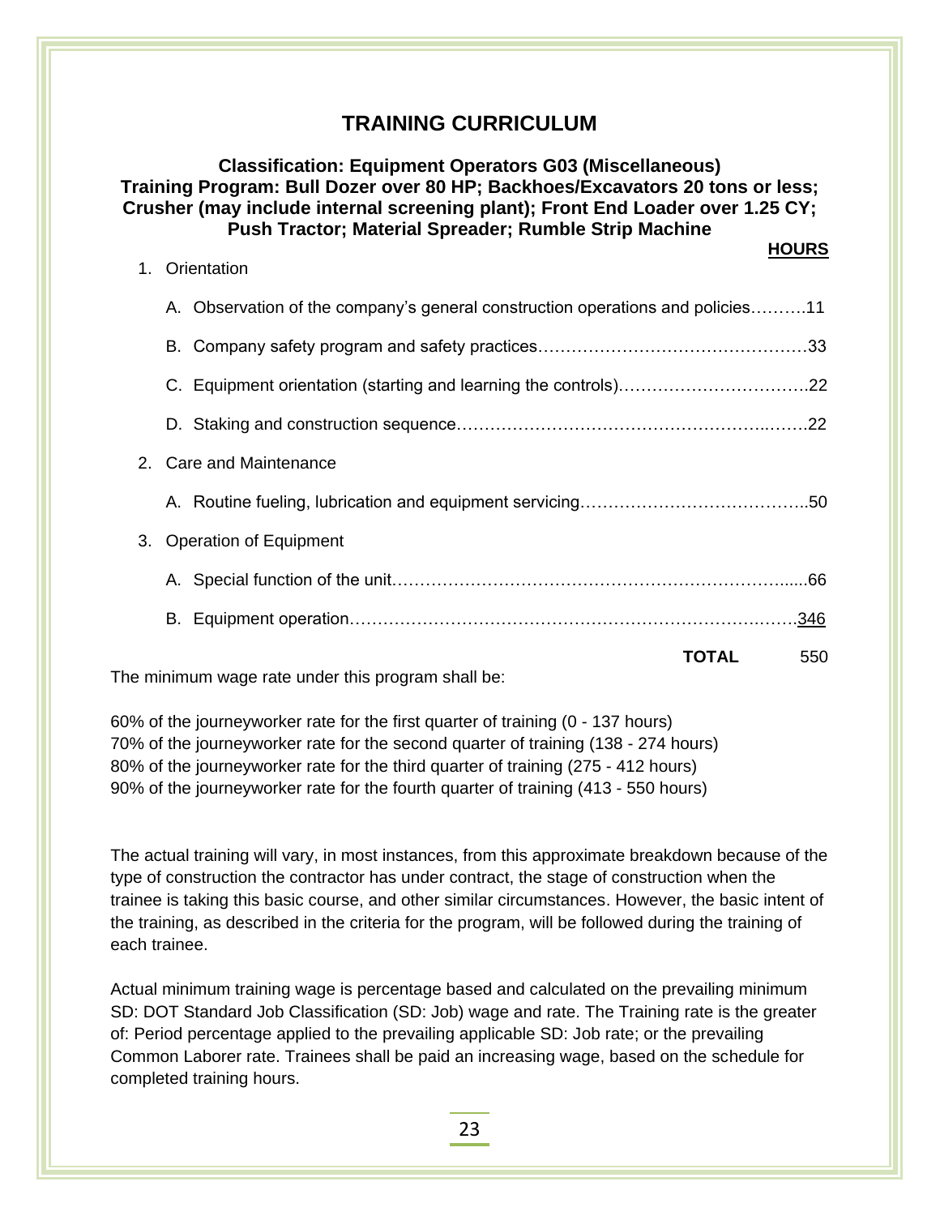# TRAINING CURRICULUM

**Classification: Equipment Operators G03 (Miscellaneous)**
**Training Program: Bull Dozer over 80 HP; Backhoes/Excavators 20 tons or less; Crusher (may include internal screening plant); Front End Loader over 1.25 CY; Push Tractor; Material Spreader; Rumble Strip Machine**

| | **HOURS** |
|---|---|
| 1. Orientation | |
| A. Observation of the company's general construction operations and policies | 11 |
| B. Company safety program and safety practices | 33 |
| C. Equipment orientation (starting and learning the controls) | 22 |
| D. Staking and construction sequence | 22 |
| 2. Care and Maintenance | |
| A. Routine fueling, lubrication and equipment servicing | 50 |
| 3. Operation of Equipment | |
| A. Special function of the unit | 66 |
| B. Equipment operation | 346 |
| **TOTAL** | 550 |

The minimum wage rate under this program shall be:

60% of the journeyworker rate for the first quarter of training (0 - 137 hours)
70% of the journeyworker rate for the second quarter of training (138 - 274 hours)
80% of the journeyworker rate for the third quarter of training (275 - 412 hours)
90% of the journeyworker rate for the fourth quarter of training (413 - 550 hours)

The actual training will vary, in most instances, from this approximate breakdown because of the type of construction the contractor has under contract, the stage of construction when the trainee is taking this basic course, and other similar circumstances. However, the basic intent of the training, as described in the criteria for the program, will be followed during the training of each trainee.

Actual minimum training wage is percentage based and calculated on the prevailing minimum SD: DOT Standard Job Classification (SD: Job) wage and rate. The Training rate is the greater of: Period percentage applied to the prevailing applicable SD: Job rate; or the prevailing Common Laborer rate. Trainees shall be paid an increasing wage, based on the schedule for completed training hours.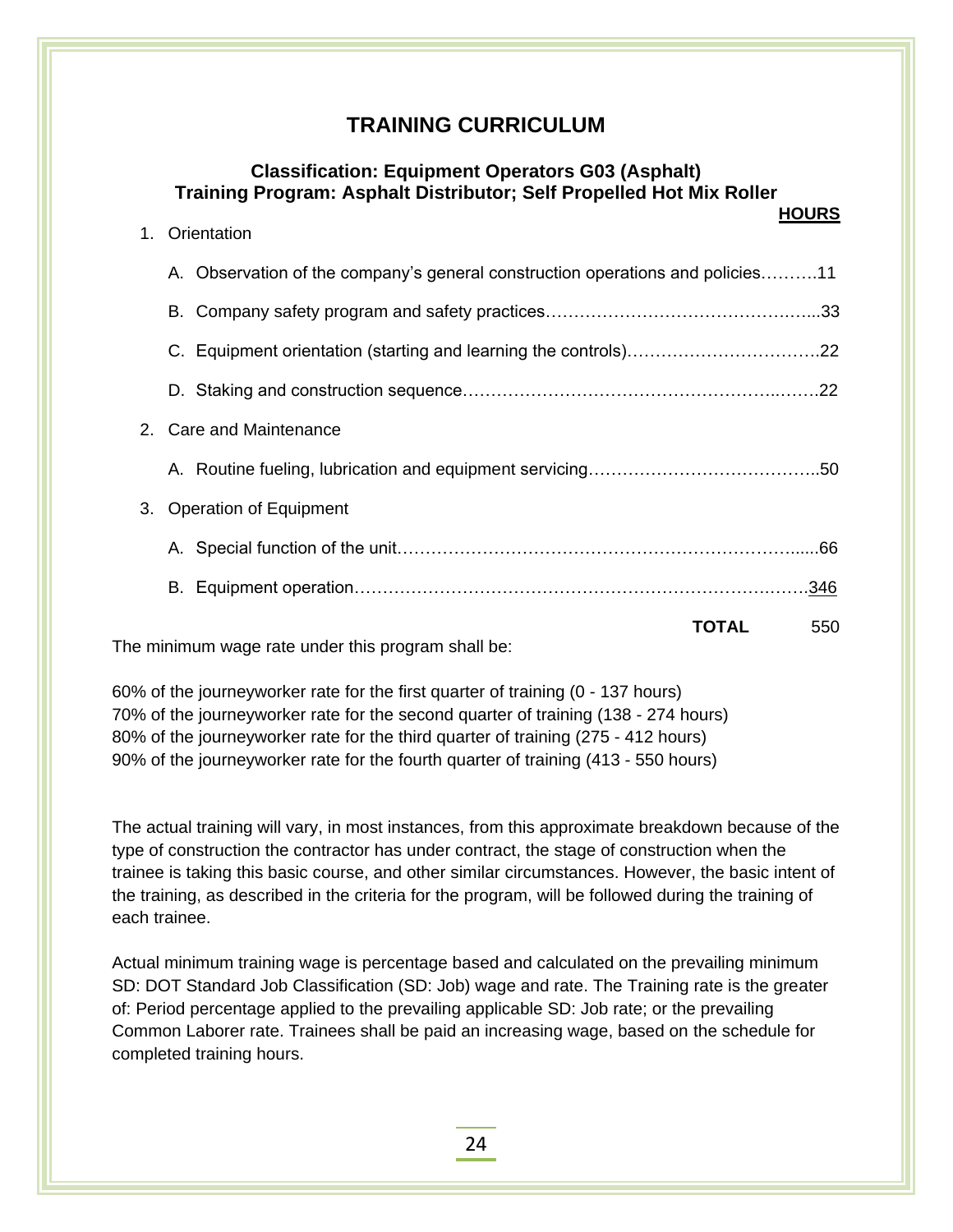# TRAINING CURRICULUM

### Classification: Equipment Operators G03 (Asphalt)
### Training Program: Asphalt Distributor; Self Propelled Hot Mix Roller

**HOURS**

1. Orientation

   A. Observation of the company's general construction operations and policies……….11

   B. Company safety program and safety practices……………………………………...33

   C. Equipment orientation (starting and learning the controls)……………………………22

   D. Staking and construction sequence…………………………………………….…….22

2. Care and Maintenance

   A. Routine fueling, lubrication and equipment servicing…………………………………..50

3. Operation of Equipment

   A. Special function of the unit……………………………………………………………......66

   B. Equipment operation…………………………………………………………….…….346

**TOTAL** 550

The minimum wage rate under this program shall be:

60% of the journeyworker rate for the first quarter of training (0 - 137 hours)
70% of the journeyworker rate for the second quarter of training (138 - 274 hours)
80% of the journeyworker rate for the third quarter of training (275 - 412 hours)
90% of the journeyworker rate for the fourth quarter of training (413 - 550 hours)

The actual training will vary, in most instances, from this approximate breakdown because of the type of construction the contractor has under contract, the stage of construction when the trainee is taking this basic course, and other similar circumstances. However, the basic intent of the training, as described in the criteria for the program, will be followed during the training of each trainee.

Actual minimum training wage is percentage based and calculated on the prevailing minimum SD: DOT Standard Job Classification (SD: Job) wage and rate. The Training rate is the greater of: Period percentage applied to the prevailing applicable SD: Job rate; or the prevailing Common Laborer rate. Trainees shall be paid an increasing wage, based on the schedule for completed training hours.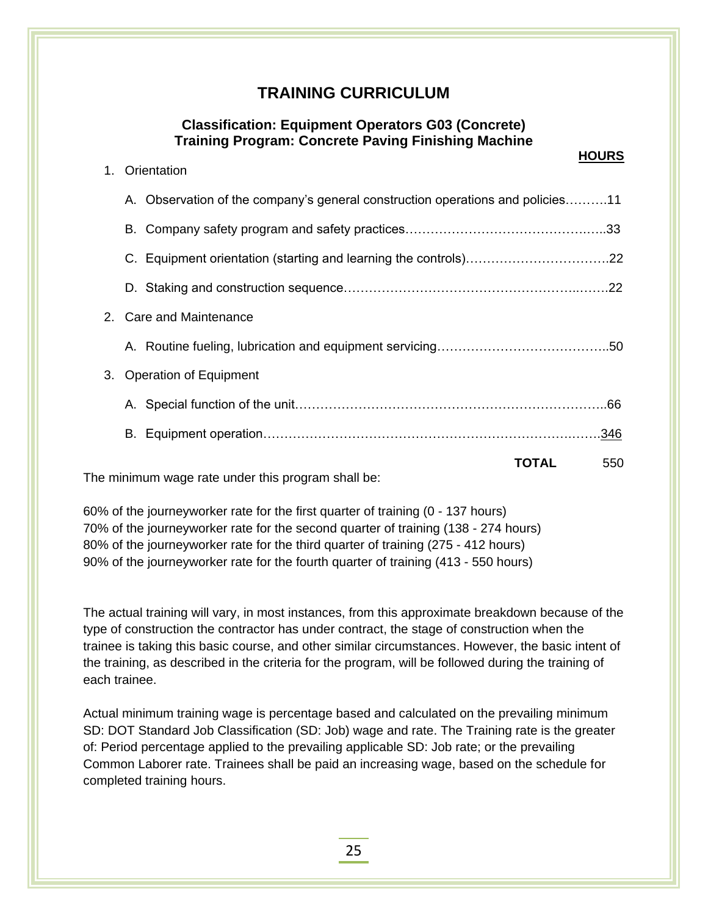# TRAINING CURRICULUM

### Classification: Equipment Operators G03 (Concrete)
### Training Program: Concrete Paving Finishing Machine

| | HOURS |
|---|---|
| 1. Orientation | |
| A. Observation of the company's general construction operations and policies | 11 |
| B. Company safety program and safety practices | 33 |
| C. Equipment orientation (starting and learning the controls) | 22 |
| D. Staking and construction sequence | 22 |
| 2. Care and Maintenance | |
| A. Routine fueling, lubrication and equipment servicing | 50 |
| 3. Operation of Equipment | |
| A. Special function of the unit | 66 |
| B. Equipment operation | 346 |
| **TOTAL** | 550 |

The minimum wage rate under this program shall be:

60% of the journeyworker rate for the first quarter of training (0 - 137 hours)
70% of the journeyworker rate for the second quarter of training (138 - 274 hours)
80% of the journeyworker rate for the third quarter of training (275 - 412 hours)
90% of the journeyworker rate for the fourth quarter of training (413 - 550 hours)

The actual training will vary, in most instances, from this approximate breakdown because of the type of construction the contractor has under contract, the stage of construction when the trainee is taking this basic course, and other similar circumstances. However, the basic intent of the training, as described in the criteria for the program, will be followed during the training of each trainee.

Actual minimum training wage is percentage based and calculated on the prevailing minimum SD: DOT Standard Job Classification (SD: Job) wage and rate. The Training rate is the greater of: Period percentage applied to the prevailing applicable SD: Job rate; or the prevailing Common Laborer rate. Trainees shall be paid an increasing wage, based on the schedule for completed training hours.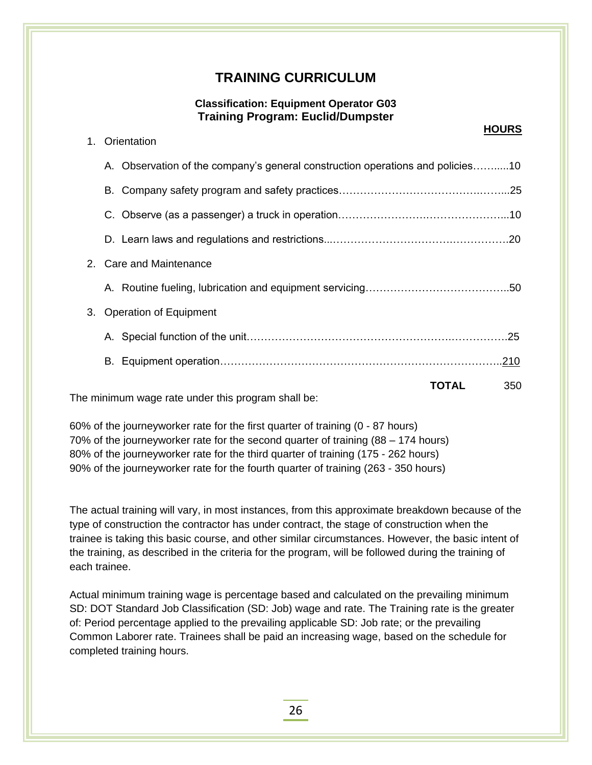# TRAINING CURRICULUM

**Classification: Equipment Operator G03**
**Training Program: Euclid/Dumpster**

| | HOURS |
|---|---|
| 1. Orientation | |
| A. Observation of the company's general construction operations and policies | 10 |
| B. Company safety program and safety practices | 25 |
| C. Observe (as a passenger) a truck in operation | 10 |
| D. Learn laws and regulations and restrictions | 20 |
| 2. Care and Maintenance | |
| A. Routine fueling, lubrication and equipment servicing | 50 |
| 3. Operation of Equipment | |
| A. Special function of the unit | 25 |
| B. Equipment operation | 210 |
| **TOTAL** | 350 |

The minimum wage rate under this program shall be:

60% of the journeyworker rate for the first quarter of training (0 - 87 hours)
70% of the journeyworker rate for the second quarter of training (88 – 174 hours)
80% of the journeyworker rate for the third quarter of training (175 - 262 hours)
90% of the journeyworker rate for the fourth quarter of training (263 - 350 hours)

The actual training will vary, in most instances, from this approximate breakdown because of the type of construction the contractor has under contract, the stage of construction when the trainee is taking this basic course, and other similar circumstances. However, the basic intent of the training, as described in the criteria for the program, will be followed during the training of each trainee.

Actual minimum training wage is percentage based and calculated on the prevailing minimum SD: DOT Standard Job Classification (SD: Job) wage and rate. The Training rate is the greater of: Period percentage applied to the prevailing applicable SD: Job rate; or the prevailing Common Laborer rate. Trainees shall be paid an increasing wage, based on the schedule for completed training hours.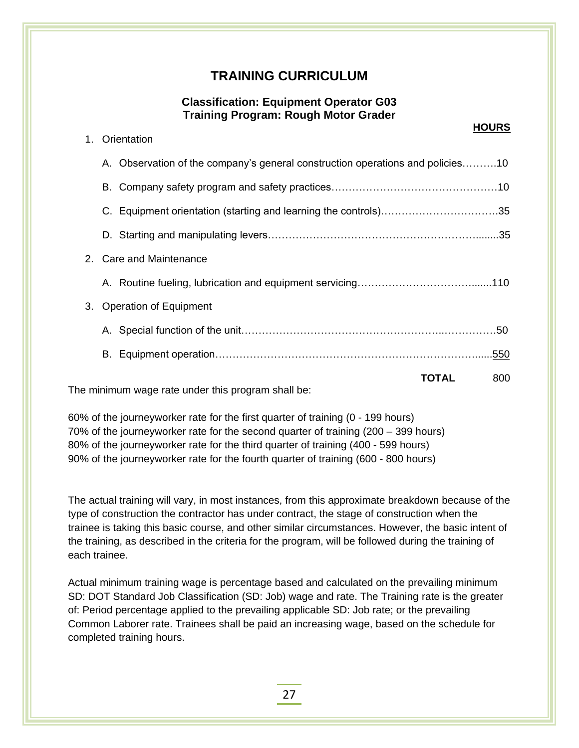# TRAINING CURRICULUM

### Classification: Equipment Operator G03
### Training Program: Rough Motor Grader

| | HOURS |
|---|---|
| 1. Orientation | |
| A. Observation of the company's general construction operations and policies | 10 |
| B. Company safety program and safety practices | 10 |
| C. Equipment orientation (starting and learning the controls) | 35 |
| D. Starting and manipulating levers | 35 |
| 2. Care and Maintenance | |
| A. Routine fueling, lubrication and equipment servicing | 110 |
| 3. Operation of Equipment | |
| A. Special function of the unit | 50 |
| B. Equipment operation | 550 |
| **TOTAL** | 800 |

The minimum wage rate under this program shall be:

60% of the journeyworker rate for the first quarter of training (0 - 199 hours)
70% of the journeyworker rate for the second quarter of training (200 – 399 hours)
80% of the journeyworker rate for the third quarter of training (400 - 599 hours)
90% of the journeyworker rate for the fourth quarter of training (600 - 800 hours)

The actual training will vary, in most instances, from this approximate breakdown because of the type of construction the contractor has under contract, the stage of construction when the trainee is taking this basic course, and other similar circumstances. However, the basic intent of the training, as described in the criteria for the program, will be followed during the training of each trainee.

Actual minimum training wage is percentage based and calculated on the prevailing minimum SD: DOT Standard Job Classification (SD: Job) wage and rate. The Training rate is the greater of: Period percentage applied to the prevailing applicable SD: Job rate; or the prevailing Common Laborer rate. Trainees shall be paid an increasing wage, based on the schedule for completed training hours.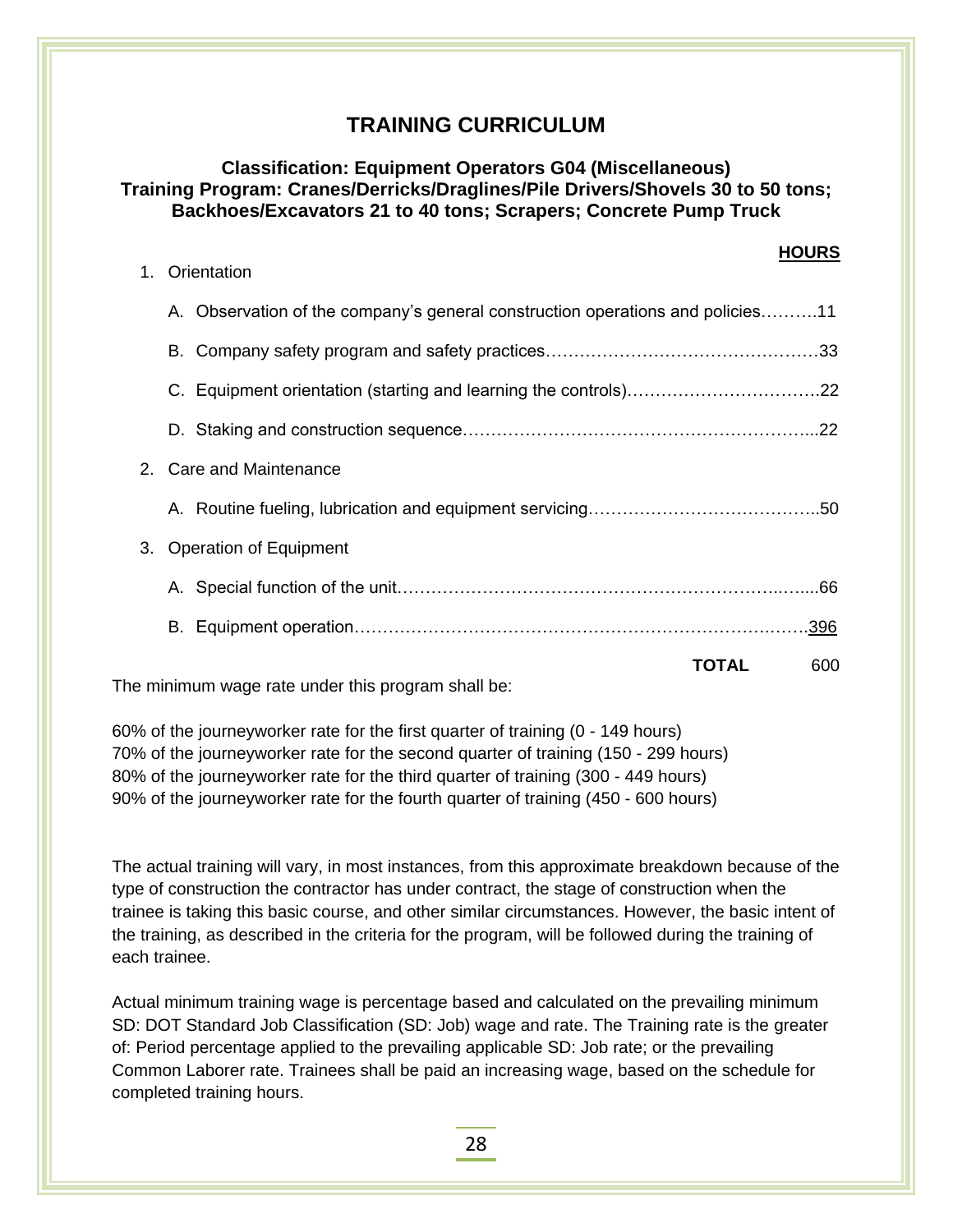# TRAINING CURRICULUM

### Classification: Equipment Operators G04 (Miscellaneous)
### Training Program: Cranes/Derricks/Draglines/Pile Drivers/Shovels 30 to 50 tons; Backhoes/Excavators 21 to 40 tons; Scrapers; Concrete Pump Truck

| | HOURS |
|---|---|
| 1. Orientation | |
| A. Observation of the company's general construction operations and policies | 11 |
| B. Company safety program and safety practices | 33 |
| C. Equipment orientation (starting and learning the controls) | 22 |
| D. Staking and construction sequence | 22 |
| 2. Care and Maintenance | |
| A. Routine fueling, lubrication and equipment servicing | 50 |
| 3. Operation of Equipment | |
| A. Special function of the unit | 66 |
| B. Equipment operation | 396 |
| **TOTAL** | 600 |

The minimum wage rate under this program shall be:

60% of the journeyworker rate for the first quarter of training (0 - 149 hours)
70% of the journeyworker rate for the second quarter of training (150 - 299 hours)
80% of the journeyworker rate for the third quarter of training (300 - 449 hours)
90% of the journeyworker rate for the fourth quarter of training (450 - 600 hours)

The actual training will vary, in most instances, from this approximate breakdown because of the type of construction the contractor has under contract, the stage of construction when the trainee is taking this basic course, and other similar circumstances. However, the basic intent of the training, as described in the criteria for the program, will be followed during the training of each trainee.

Actual minimum training wage is percentage based and calculated on the prevailing minimum SD: DOT Standard Job Classification (SD: Job) wage and rate. The Training rate is the greater of: Period percentage applied to the prevailing applicable SD: Job rate; or the prevailing Common Laborer rate. Trainees shall be paid an increasing wage, based on the schedule for completed training hours.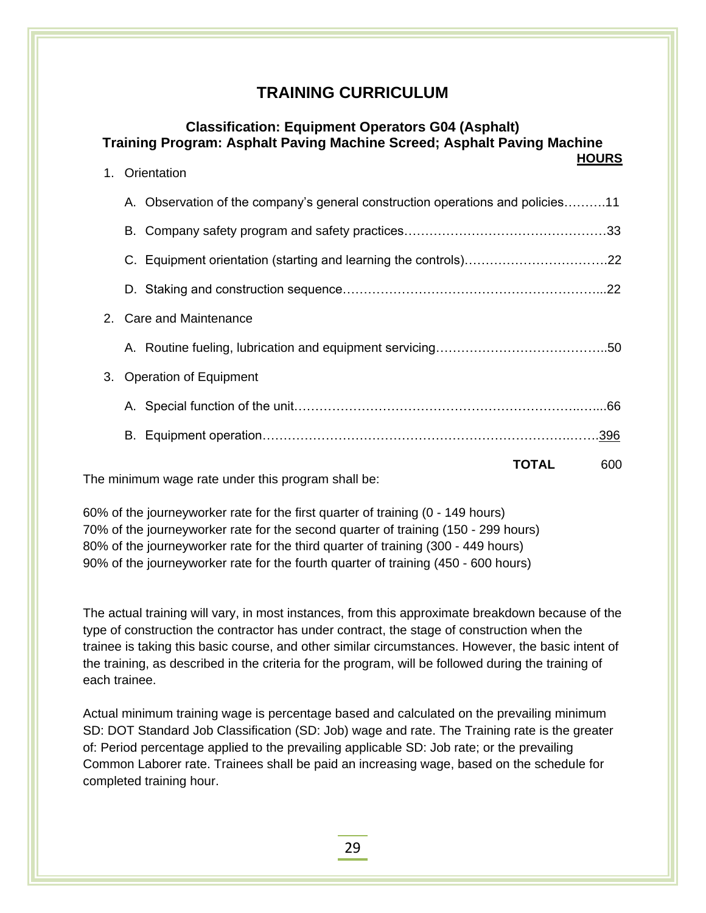# TRAINING CURRICULUM

### Classification: Equipment Operators G04 (Asphalt)
### Training Program: Asphalt Paving Machine Screed; Asphalt Paving Machine

| | HOURS |
|---|---|
| 1. Orientation | |
| A. Observation of the company's general construction operations and policies | 11 |
| B. Company safety program and safety practices | 33 |
| C. Equipment orientation (starting and learning the controls) | 22 |
| D. Staking and construction sequence | 22 |
| 2. Care and Maintenance | |
| A. Routine fueling, lubrication and equipment servicing | 50 |
| 3. Operation of Equipment | |
| A. Special function of the unit | 66 |
| B. Equipment operation | 396 |
| **TOTAL** | 600 |

The minimum wage rate under this program shall be:

60% of the journeyworker rate for the first quarter of training (0 - 149 hours)
70% of the journeyworker rate for the second quarter of training (150 - 299 hours)
80% of the journeyworker rate for the third quarter of training (300 - 449 hours)
90% of the journeyworker rate for the fourth quarter of training (450 - 600 hours)

The actual training will vary, in most instances, from this approximate breakdown because of the type of construction the contractor has under contract, the stage of construction when the trainee is taking this basic course, and other similar circumstances. However, the basic intent of the training, as described in the criteria for the program, will be followed during the training of each trainee.

Actual minimum training wage is percentage based and calculated on the prevailing minimum SD: DOT Standard Job Classification (SD: Job) wage and rate. The Training rate is the greater of: Period percentage applied to the prevailing applicable SD: Job rate; or the prevailing Common Laborer rate. Trainees shall be paid an increasing wage, based on the schedule for completed training hour.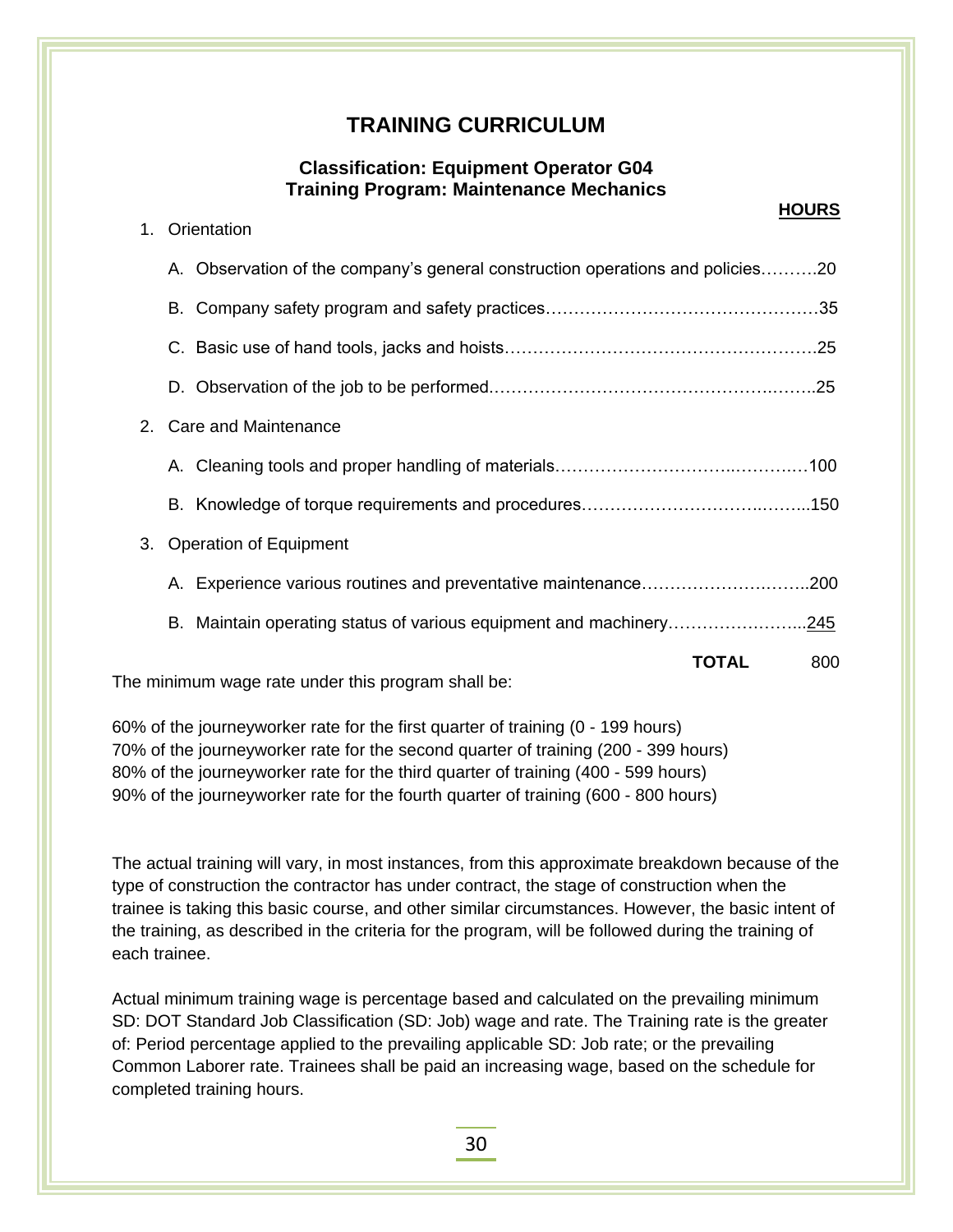# TRAINING CURRICULUM

### Classification: Equipment Operator G04
### Training Program: Maintenance Mechanics

| | HOURS |
|---|---|
| 1. Orientation | |
| A. Observation of the company's general construction operations and policies | 20 |
| B. Company safety program and safety practices | 35 |
| C. Basic use of hand tools, jacks and hoists | 25 |
| D. Observation of the job to be performed | 25 |
| 2. Care and Maintenance | |
| A. Cleaning tools and proper handling of materials | 100 |
| B. Knowledge of torque requirements and procedures | 150 |
| 3. Operation of Equipment | |
| A. Experience various routines and preventative maintenance | 200 |
| B. Maintain operating status of various equipment and machinery | 245 |
| **TOTAL** | 800 |

The minimum wage rate under this program shall be:

60% of the journeyworker rate for the first quarter of training (0 - 199 hours)
70% of the journeyworker rate for the second quarter of training (200 - 399 hours)
80% of the journeyworker rate for the third quarter of training (400 - 599 hours)
90% of the journeyworker rate for the fourth quarter of training (600 - 800 hours)

The actual training will vary, in most instances, from this approximate breakdown because of the type of construction the contractor has under contract, the stage of construction when the trainee is taking this basic course, and other similar circumstances. However, the basic intent of the training, as described in the criteria for the program, will be followed during the training of each trainee.

Actual minimum training wage is percentage based and calculated on the prevailing minimum SD: DOT Standard Job Classification (SD: Job) wage and rate. The Training rate is the greater of: Period percentage applied to the prevailing applicable SD: Job rate; or the prevailing Common Laborer rate. Trainees shall be paid an increasing wage, based on the schedule for completed training hours.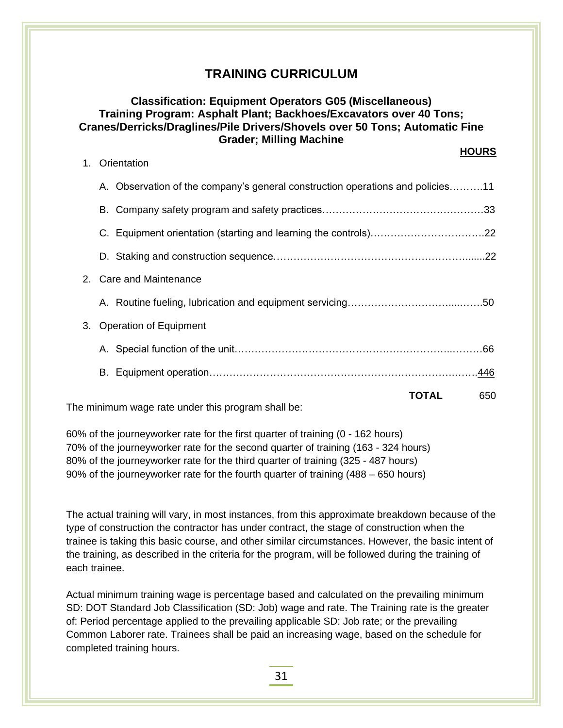# TRAINING CURRICULUM

### Classification: Equipment Operators G05 (Miscellaneous)
### Training Program: Asphalt Plant; Backhoes/Excavators over 40 Tons; Cranes/Derricks/Draglines/Pile Drivers/Shovels over 50 Tons; Automatic Fine Grader; Milling Machine

**HOURS**

1. Orientation
   - A. Observation of the company's general construction operations and policies……….11
   - B. Company safety program and safety practices…………………………………………33
   - C. Equipment orientation (starting and learning the controls)…………………………….22
   - D. Staking and construction sequence………………………………………………….......22
2. Care and Maintenance
   - A. Routine fueling, lubrication and equipment servicing…………………………......…….50
3. Operation of Equipment
   - A. Special function of the unit……………………………………………………...………66
   - B. Equipment operation………………………………………………………………..…….446

**TOTAL** 650

The minimum wage rate under this program shall be:

60% of the journeyworker rate for the first quarter of training (0 - 162 hours)
70% of the journeyworker rate for the second quarter of training (163 - 324 hours)
80% of the journeyworker rate for the third quarter of training (325 - 487 hours)
90% of the journeyworker rate for the fourth quarter of training (488 – 650 hours)

The actual training will vary, in most instances, from this approximate breakdown because of the type of construction the contractor has under contract, the stage of construction when the trainee is taking this basic course, and other similar circumstances. However, the basic intent of the training, as described in the criteria for the program, will be followed during the training of each trainee.

Actual minimum training wage is percentage based and calculated on the prevailing minimum SD: DOT Standard Job Classification (SD: Job) wage and rate. The Training rate is the greater of: Period percentage applied to the prevailing applicable SD: Job rate; or the prevailing Common Laborer rate. Trainees shall be paid an increasing wage, based on the schedule for completed training hours.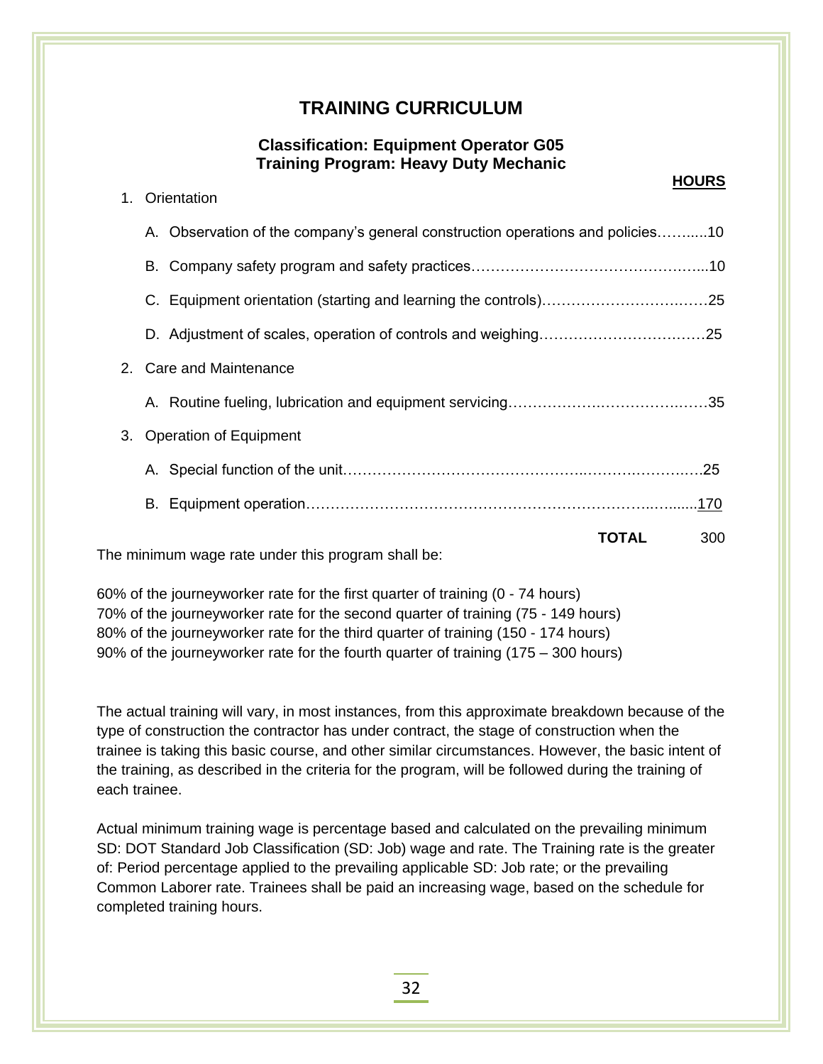## TRAINING CURRICULUM

### Classification: Equipment Operator G05
### Training Program: Heavy Duty Mechanic

**HOURS**

1. Orientation
   - A. Observation of the company's general construction operations and policies……....10
   - B. Company safety program and safety practices………………………………………...10
   - C. Equipment orientation (starting and learning the controls)…………………………….25
   - D. Adjustment of scales, operation of controls and weighing…………………………….25
2. Care and Maintenance
   - A. Routine fueling, lubrication and equipment servicing……………….……………….…35
3. Operation of Equipment
   - A. Special function of the unit…………………………………………..…………………..25
   - B. Equipment operation…………………………………………………………..….......170

**TOTAL** 300

The minimum wage rate under this program shall be:

60% of the journeyworker rate for the first quarter of training (0 - 74 hours)
70% of the journeyworker rate for the second quarter of training (75 - 149 hours)
80% of the journeyworker rate for the third quarter of training (150 - 174 hours)
90% of the journeyworker rate for the fourth quarter of training (175 – 300 hours)

The actual training will vary, in most instances, from this approximate breakdown because of the type of construction the contractor has under contract, the stage of construction when the trainee is taking this basic course, and other similar circumstances. However, the basic intent of the training, as described in the criteria for the program, will be followed during the training of each trainee.

Actual minimum training wage is percentage based and calculated on the prevailing minimum SD: DOT Standard Job Classification (SD: Job) wage and rate. The Training rate is the greater of: Period percentage applied to the prevailing applicable SD: Job rate; or the prevailing Common Laborer rate. Trainees shall be paid an increasing wage, based on the schedule for completed training hours.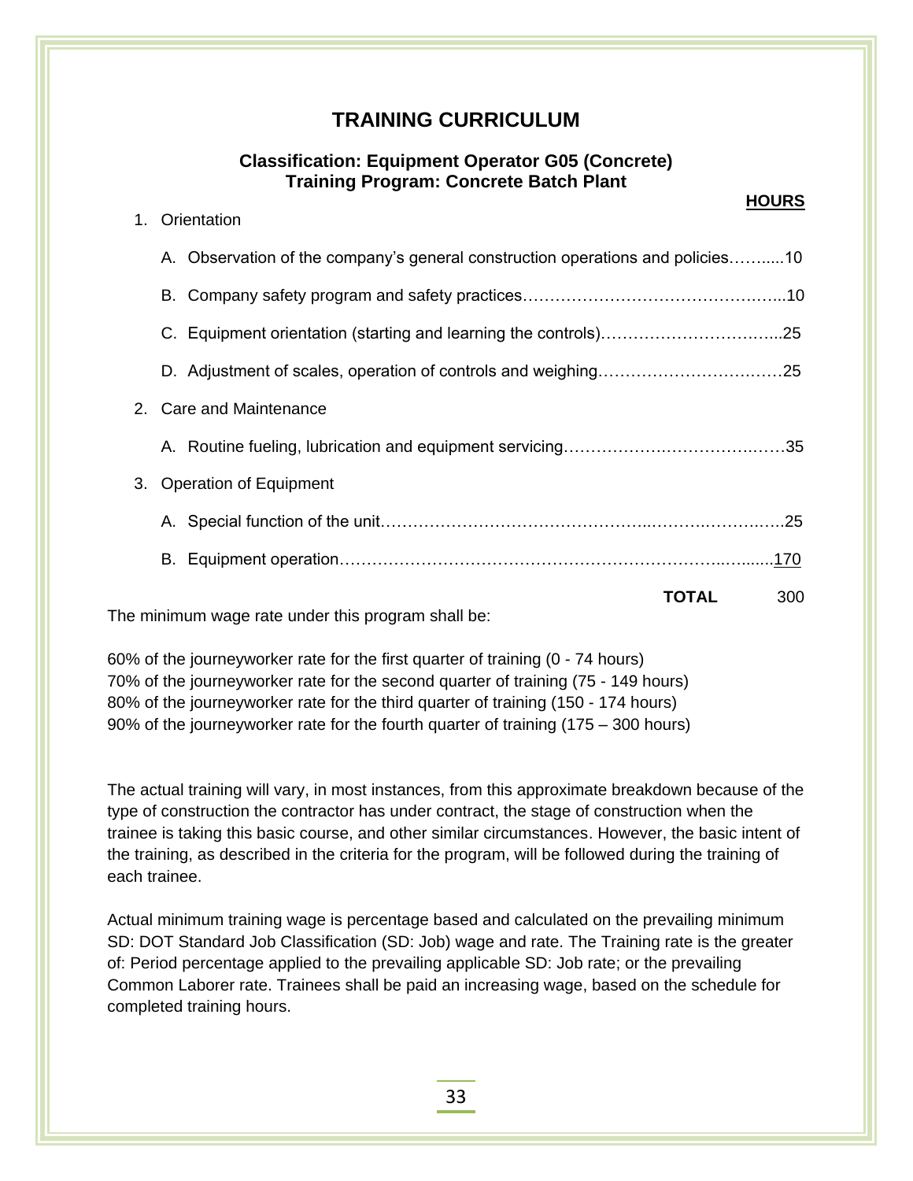# TRAINING CURRICULUM

### Classification: Equipment Operator G05 (Concrete)
### Training Program: Concrete Batch Plant

| | HOURS |
|---|---|
| 1. Orientation | |
| A. Observation of the company's general construction operations and policies | 10 |
| B. Company safety program and safety practices | 10 |
| C. Equipment orientation (starting and learning the controls) | 25 |
| D. Adjustment of scales, operation of controls and weighing | 25 |
| 2. Care and Maintenance | |
| A. Routine fueling, lubrication and equipment servicing | 35 |
| 3. Operation of Equipment | |
| A. Special function of the unit | 25 |
| B. Equipment operation | 170 |
| **TOTAL** | 300 |

The minimum wage rate under this program shall be:

60% of the journeyworker rate for the first quarter of training (0 - 74 hours)
70% of the journeyworker rate for the second quarter of training (75 - 149 hours)
80% of the journeyworker rate for the third quarter of training (150 - 174 hours)
90% of the journeyworker rate for the fourth quarter of training (175 – 300 hours)

The actual training will vary, in most instances, from this approximate breakdown because of the type of construction the contractor has under contract, the stage of construction when the trainee is taking this basic course, and other similar circumstances. However, the basic intent of the training, as described in the criteria for the program, will be followed during the training of each trainee.

Actual minimum training wage is percentage based and calculated on the prevailing minimum SD: DOT Standard Job Classification (SD: Job) wage and rate. The Training rate is the greater of: Period percentage applied to the prevailing applicable SD: Job rate; or the prevailing Common Laborer rate. Trainees shall be paid an increasing wage, based on the schedule for completed training hours.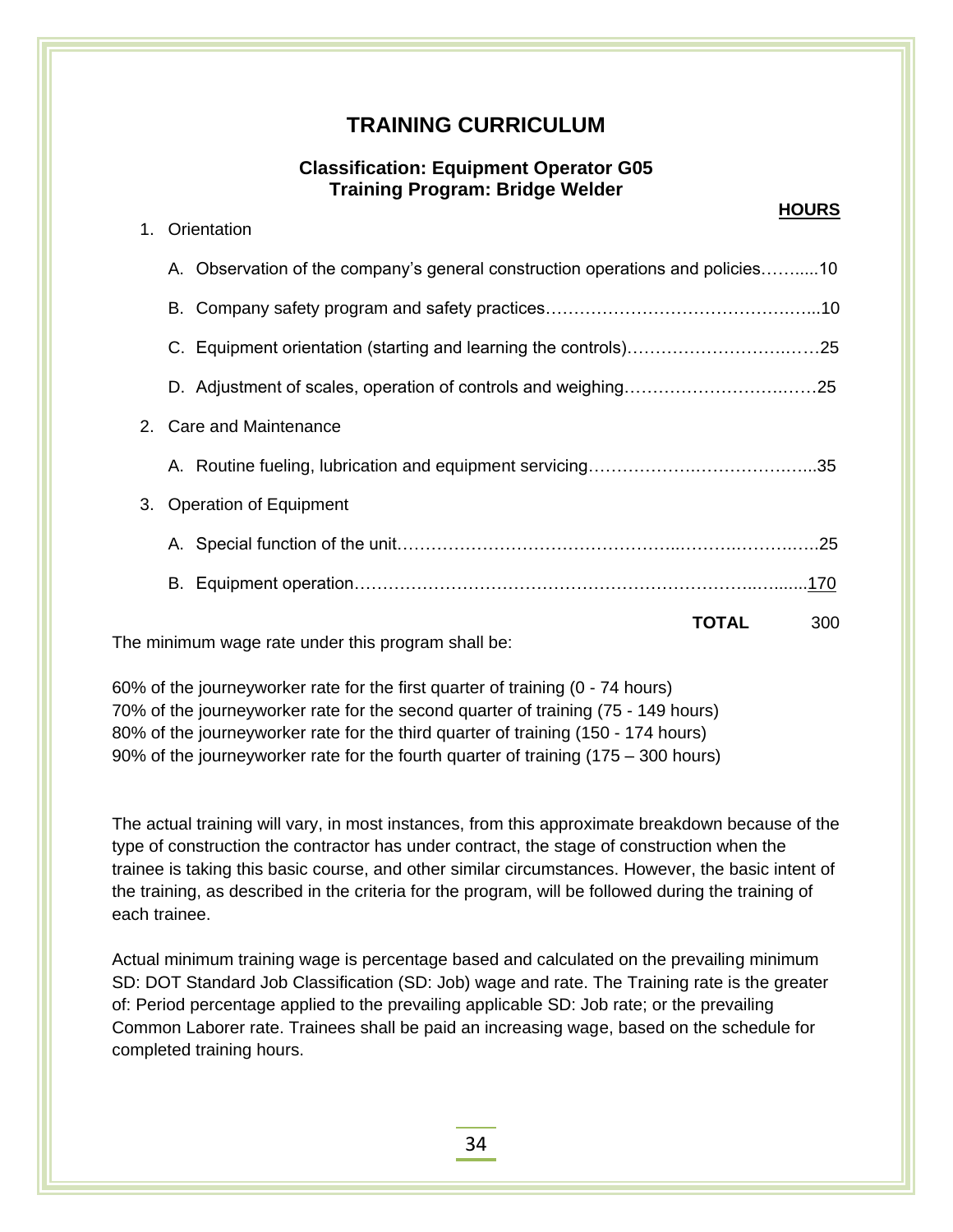# TRAINING CURRICULUM

### Classification: Equipment Operator G05
### Training Program: Bridge Welder

| | HOURS |
|---|---|
| 1. Orientation | |
| A. Observation of the company's general construction operations and policies | 10 |
| B. Company safety program and safety practices | 10 |
| C. Equipment orientation (starting and learning the controls) | 25 |
| D. Adjustment of scales, operation of controls and weighing | 25 |
| 2. Care and Maintenance | |
| A. Routine fueling, lubrication and equipment servicing | 35 |
| 3. Operation of Equipment | |
| A. Special function of the unit | 25 |
| B. Equipment operation | 170 |
| **TOTAL** | 300 |

The minimum wage rate under this program shall be:

60% of the journeyworker rate for the first quarter of training (0 - 74 hours)
70% of the journeyworker rate for the second quarter of training (75 - 149 hours)
80% of the journeyworker rate for the third quarter of training (150 - 174 hours)
90% of the journeyworker rate for the fourth quarter of training (175 – 300 hours)

The actual training will vary, in most instances, from this approximate breakdown because of the type of construction the contractor has under contract, the stage of construction when the trainee is taking this basic course, and other similar circumstances. However, the basic intent of the training, as described in the criteria for the program, will be followed during the training of each trainee.

Actual minimum training wage is percentage based and calculated on the prevailing minimum SD: DOT Standard Job Classification (SD: Job) wage and rate. The Training rate is the greater of: Period percentage applied to the prevailing applicable SD: Job rate; or the prevailing Common Laborer rate. Trainees shall be paid an increasing wage, based on the schedule for completed training hours.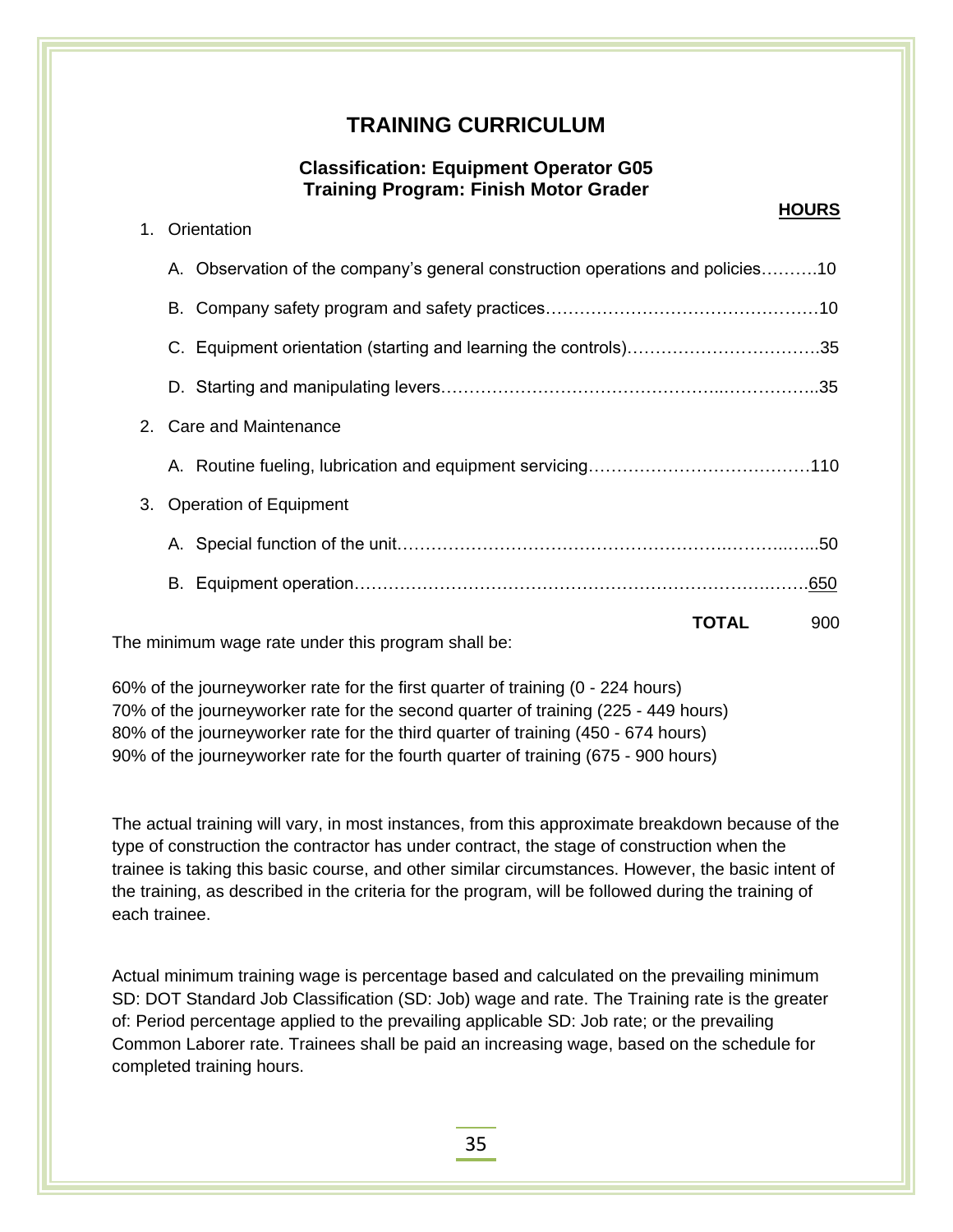# TRAINING CURRICULUM

### Classification: Equipment Operator G05
### Training Program: Finish Motor Grader

**HOURS**

1. Orientation

   A. Observation of the company's general construction operations and policies……….10

   B. Company safety program and safety practices…………………………………………10

   C. Equipment orientation (starting and learning the controls)……………………………35

   D. Starting and manipulating levers…………………………………………..……………..35

2. Care and Maintenance

   A. Routine fueling, lubrication and equipment servicing…………………………………110

3. Operation of Equipment

   A. Special function of the unit……………………………………….……….……..…...50

   B. Equipment operation…………………………………………………………….…….650

**TOTAL** 900

The minimum wage rate under this program shall be:

60% of the journeyworker rate for the first quarter of training (0 - 224 hours)
70% of the journeyworker rate for the second quarter of training (225 - 449 hours)
80% of the journeyworker rate for the third quarter of training (450 - 674 hours)
90% of the journeyworker rate for the fourth quarter of training (675 - 900 hours)

The actual training will vary, in most instances, from this approximate breakdown because of the type of construction the contractor has under contract, the stage of construction when the trainee is taking this basic course, and other similar circumstances. However, the basic intent of the training, as described in the criteria for the program, will be followed during the training of each trainee.

Actual minimum training wage is percentage based and calculated on the prevailing minimum SD: DOT Standard Job Classification (SD: Job) wage and rate. The Training rate is the greater of: Period percentage applied to the prevailing applicable SD: Job rate; or the prevailing Common Laborer rate. Trainees shall be paid an increasing wage, based on the schedule for completed training hours.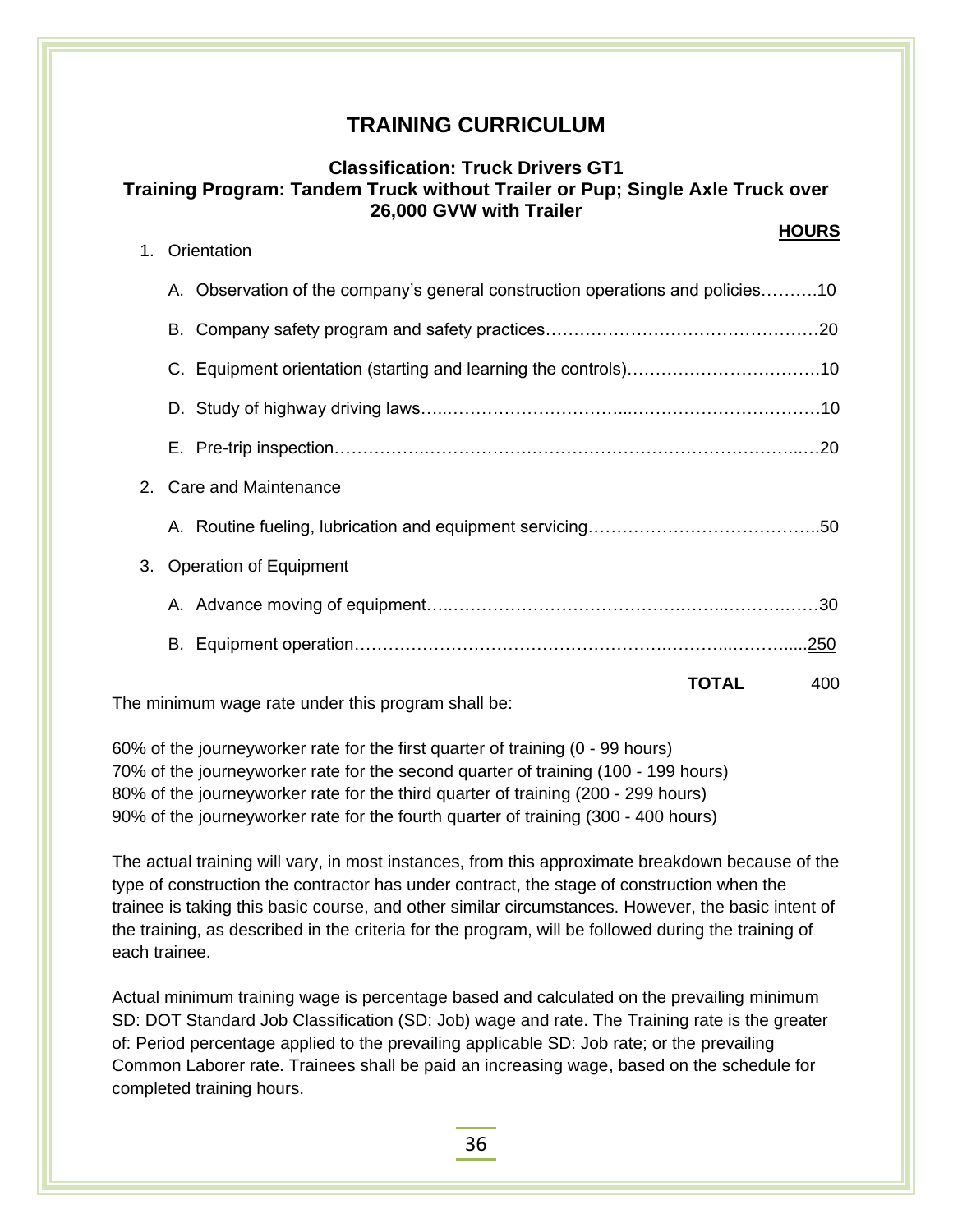# TRAINING CURRICULUM

### Classification: Truck Drivers GT1
### Training Program: Tandem Truck without Trailer or Pup; Single Axle Truck over 26,000 GVW with Trailer

| | HOURS |
|---|---|
| 1. Orientation | |
| A. Observation of the company's general construction operations and policies | 10 |
| B. Company safety program and safety practices | 20 |
| C. Equipment orientation (starting and learning the controls) | 10 |
| D. Study of highway driving laws | 10 |
| E. Pre-trip inspection | 20 |
| 2. Care and Maintenance | |
| A. Routine fueling, lubrication and equipment servicing | 50 |
| 3. Operation of Equipment | |
| A. Advance moving of equipment | 30 |
| B. Equipment operation | 250 |
| **TOTAL** | 400 |

The minimum wage rate under this program shall be:

60% of the journeyworker rate for the first quarter of training (0 - 99 hours)
70% of the journeyworker rate for the second quarter of training (100 - 199 hours)
80% of the journeyworker rate for the third quarter of training (200 - 299 hours)
90% of the journeyworker rate for the fourth quarter of training (300 - 400 hours)

The actual training will vary, in most instances, from this approximate breakdown because of the type of construction the contractor has under contract, the stage of construction when the trainee is taking this basic course, and other similar circumstances. However, the basic intent of the training, as described in the criteria for the program, will be followed during the training of each trainee.

Actual minimum training wage is percentage based and calculated on the prevailing minimum SD: DOT Standard Job Classification (SD: Job) wage and rate. The Training rate is the greater of: Period percentage applied to the prevailing applicable SD: Job rate; or the prevailing Common Laborer rate. Trainees shall be paid an increasing wage, based on the schedule for completed training hours.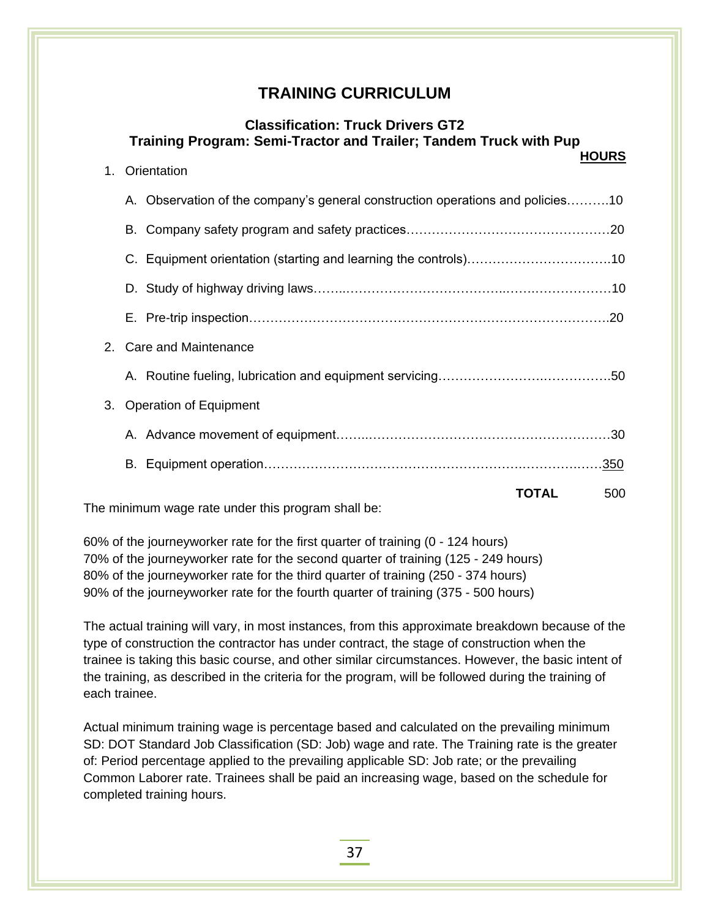# TRAINING CURRICULUM

### Classification: Truck Drivers GT2
### Training Program: Semi-Tractor and Trailer; Tandem Truck with Pup

| | HOURS |
|---|---|
| 1. Orientation | |
| A. Observation of the company's general construction operations and policies | 10 |
| B. Company safety program and safety practices | 20 |
| C. Equipment orientation (starting and learning the controls) | 10 |
| D. Study of highway driving laws | 10 |
| E. Pre-trip inspection | 20 |
| 2. Care and Maintenance | |
| A. Routine fueling, lubrication and equipment servicing | 50 |
| 3. Operation of Equipment | |
| A. Advance movement of equipment | 30 |
| B. Equipment operation | 350 |
| **TOTAL** | 500 |

The minimum wage rate under this program shall be:

60% of the journeyworker rate for the first quarter of training (0 - 124 hours)
70% of the journeyworker rate for the second quarter of training (125 - 249 hours)
80% of the journeyworker rate for the third quarter of training (250 - 374 hours)
90% of the journeyworker rate for the fourth quarter of training (375 - 500 hours)

The actual training will vary, in most instances, from this approximate breakdown because of the type of construction the contractor has under contract, the stage of construction when the trainee is taking this basic course, and other similar circumstances. However, the basic intent of the training, as described in the criteria for the program, will be followed during the training of each trainee.

Actual minimum training wage is percentage based and calculated on the prevailing minimum SD: DOT Standard Job Classification (SD: Job) wage and rate. The Training rate is the greater of: Period percentage applied to the prevailing applicable SD: Job rate; or the prevailing Common Laborer rate. Trainees shall be paid an increasing wage, based on the schedule for completed training hours.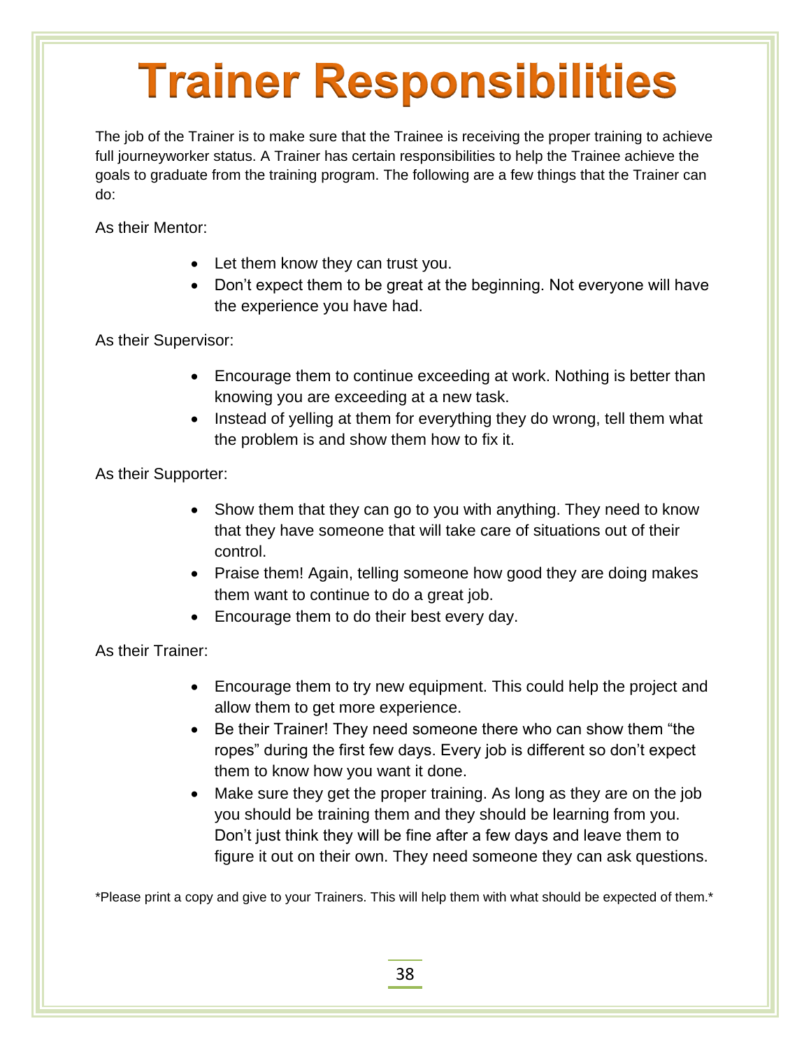# Trainer Responsibilities

The job of the Trainer is to make sure that the Trainee is receiving the proper training to achieve full journeyworker status. A Trainer has certain responsibilities to help the Trainee achieve the goals to graduate from the training program. The following are a few things that the Trainer can do:

As their Mentor:

- Let them know they can trust you.
- Don't expect them to be great at the beginning. Not everyone will have the experience you have had.

As their Supervisor:

- Encourage them to continue exceeding at work. Nothing is better than knowing you are exceeding at a new task.
- Instead of yelling at them for everything they do wrong, tell them what the problem is and show them how to fix it.

As their Supporter:

- Show them that they can go to you with anything. They need to know that they have someone that will take care of situations out of their control.
- Praise them! Again, telling someone how good they are doing makes them want to continue to do a great job.
- Encourage them to do their best every day.

As their Trainer:

- Encourage them to try new equipment. This could help the project and allow them to get more experience.
- Be their Trainer! They need someone there who can show them "the ropes" during the first few days. Every job is different so don't expect them to know how you want it done.
- Make sure they get the proper training. As long as they are on the job you should be training them and they should be learning from you. Don't just think they will be fine after a few days and leave them to figure it out on their own. They need someone they can ask questions.

*Please print a copy and give to your Trainers. This will help them with what should be expected of them.*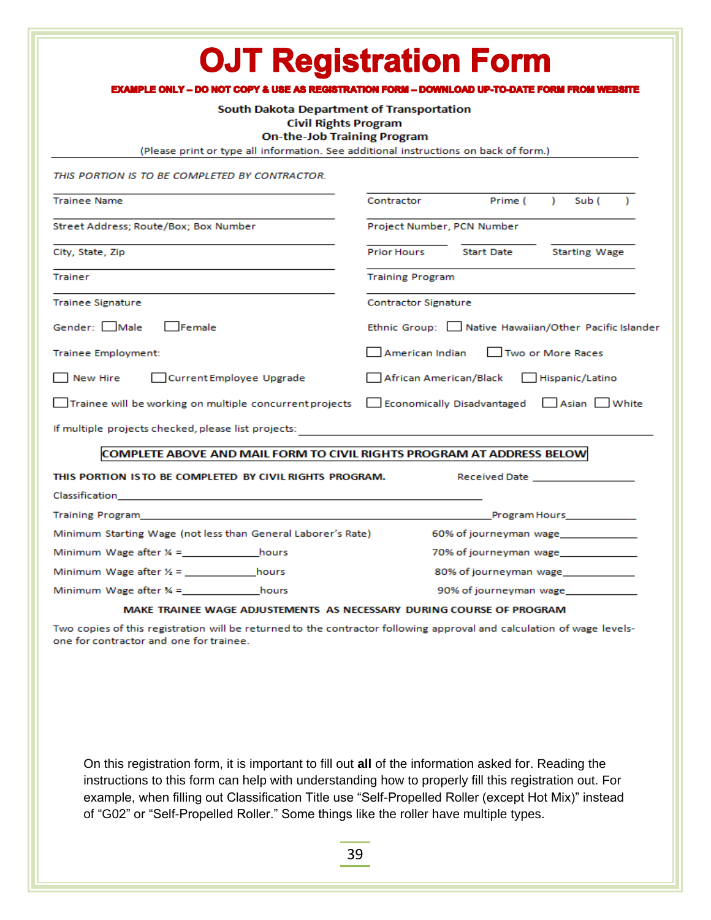# OJT Registration Form

**EXAMPLE ONLY – DO NOT COPY & USE AS REGISTRATION FORM – DOWNLOAD UP-TO-DATE FORM FROM WEBSITE**

**South Dakota Department of Transportation**
**Civil Rights Program**
**On-the-Job Training Program**

(Please print or type all information. See additional instructions on back of form.)

*THIS PORTION IS TO BE COMPLETED BY CONTRACTOR.*

| | |
|---|---|
| Trainee Name | Contractor Prime ( ) Sub ( ) |
| Street Address; Route/Box; Box Number | Project Number, PCN Number |
| City, State, Zip | Prior Hours / Start Date / Starting Wage |
| Trainer | Training Program |
| Trainee Signature | Contractor Signature |
| Gender: ☐ Male ☐ Female | Ethnic Group: ☐ Native Hawaiian/Other Pacific Islander |
| Trainee Employment: | ☐ American Indian ☐ Two or More Races |
| ☐ New Hire ☐ Current Employee Upgrade | ☐ African American/Black ☐ Hispanic/Latino |
| ☐ Trainee will be working on multiple concurrent projects | ☐ Economically Disadvantaged ☐ Asian ☐ White |

If multiple projects checked, please list projects: ______________________________

**COMPLETE ABOVE AND MAIL FORM TO CIVIL RIGHTS PROGRAM AT ADDRESS BELOW**

**THIS PORTION IS TO BE COMPLETED BY CIVIL RIGHTS PROGRAM.** Received Date ______________

Classification______________________________

Training Program______________________________ Program Hours__________

Minimum Starting Wage (not less than General Laborer's Rate) 60% of journeyman wage__________

Minimum Wage after ¼ =__________hours 70% of journeyman wage__________

Minimum Wage after ½ = __________hours 80% of journeyman wage__________

Minimum Wage after ¾ =__________hours 90% of journeyman wage__________

**MAKE TRAINEE WAGE ADJUSTEMENTS AS NECESSARY DURING COURSE OF PROGRAM**

Two copies of this registration will be returned to the contractor following approval and calculation of wage levels-one for contractor and one for trainee.

On this registration form, it is important to fill out **all** of the information asked for. Reading the instructions to this form can help with understanding how to properly fill this registration out. For example, when filling out Classification Title use "Self-Propelled Roller (except Hot Mix)" instead of "G02" or "Self-Propelled Roller." Some things like the roller have multiple types.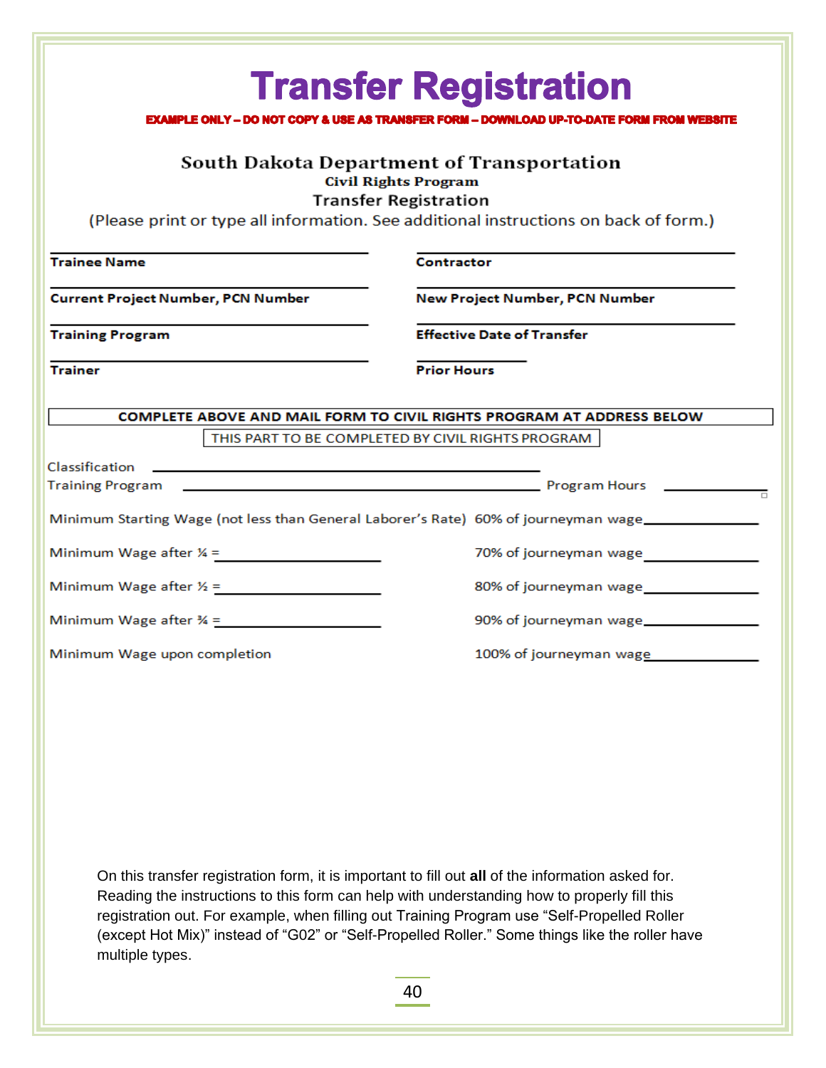# Transfer Registration

**EXAMPLE ONLY – DO NOT COPY & USE AS TRANSFER FORM – DOWNLOAD UP-TO-DATE FORM FROM WEBSITE**

South Dakota Department of Transportation

Civil Rights Program

Transfer Registration

(Please print or type all information. See additional instructions on back of form.)

| | |
|---|---|
| **Trainee Name** | **Contractor** |
| **Current Project Number, PCN Number** | **New Project Number, PCN Number** |
| **Training Program** | **Effective Date of Transfer** |
| **Trainer** | **Prior Hours** |

**COMPLETE ABOVE AND MAIL FORM TO CIVIL RIGHTS PROGRAM AT ADDRESS BELOW**

THIS PART TO BE COMPLETED BY CIVIL RIGHTS PROGRAM

Classification ______________________________

Training Program ______________________________ Program Hours __________

| | |
|---|---|
| Minimum Starting Wage (not less than General Laborer's Rate) | 60% of journeyman wage__________ |
| Minimum Wage after ¼ = __________ | 70% of journeyman wage__________ |
| Minimum Wage after ½ = __________ | 80% of journeyman wage__________ |
| Minimum Wage after ¾ = __________ | 90% of journeyman wage__________ |
| Minimum Wage upon completion | 100% of journeyman wage__________ |

On this transfer registration form, it is important to fill out **all** of the information asked for. Reading the instructions to this form can help with understanding how to properly fill this registration out. For example, when filling out Training Program use "Self-Propelled Roller (except Hot Mix)" instead of "G02" or "Self-Propelled Roller." Some things like the roller have multiple types.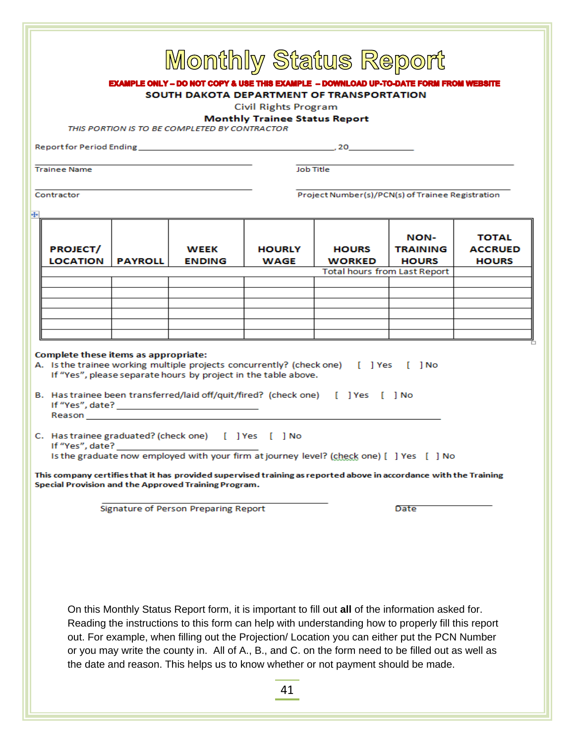# Monthly Status Report

**EXAMPLE ONLY – DO NOT COPY & USE THIS EXAMPLE – DOWNLOAD UP-TO-DATE FORM FROM WEBSITE**

**SOUTH DAKOTA DEPARTMENT OF TRANSPORTATION**

Civil Rights Program

**Monthly Trainee Status Report**

*THIS PORTION IS TO BE COMPLETED BY CONTRACTOR*

Report for Period Ending ______________________________________, 20__________

Trainee Name ______________________ Job Title ______________________

Contractor ______________________ Project Number(s)/PCN(s) of Trainee Registration ______________________

| PROJECT/ LOCATION | PAYROLL | WEEK ENDING | HOURLY WAGE | HOURS WORKED | NON-TRAINING HOURS | TOTAL ACCRUED HOURS |
|---|---|---|---|---|---|---|
| | | | | Total hours from Last Report | | |
| | | | | | | |
| | | | | | | |
| | | | | | | |
| | | | | | | |
| | | | | | | |
| | | | | | | |

**Complete these items as appropriate:**

A. Is the trainee working multiple projects concurrently? (check one) [ ] Yes [ ] No
   If "Yes", please separate hours by project in the table above.

B. Has trainee been transferred/laid off/quit/fired? (check one) [ ] Yes [ ] No
   If "Yes", date? ______________________
   Reason ______________________________________________________

C. Has trainee graduated? (check one) [ ] Yes [ ] No
   If "Yes", date? ______________________
   Is the graduate now employed with your firm at journey level? (check one) [ ] Yes [ ] No

**This company certifies that it has provided supervised training as reported above in accordance with the Training Special Provision and the Approved Training Program.**

______________________________ Signature of Person Preparing Report ______________ Date

On this Monthly Status Report form, it is important to fill out **all** of the information asked for. Reading the instructions to this form can help with understanding how to properly fill this report out. For example, when filling out the Projection/ Location you can either put the PCN Number or you may write the county in. All of A., B., and C. on the form need to be filled out as well as the date and reason. This helps us to know whether or not payment should be made.